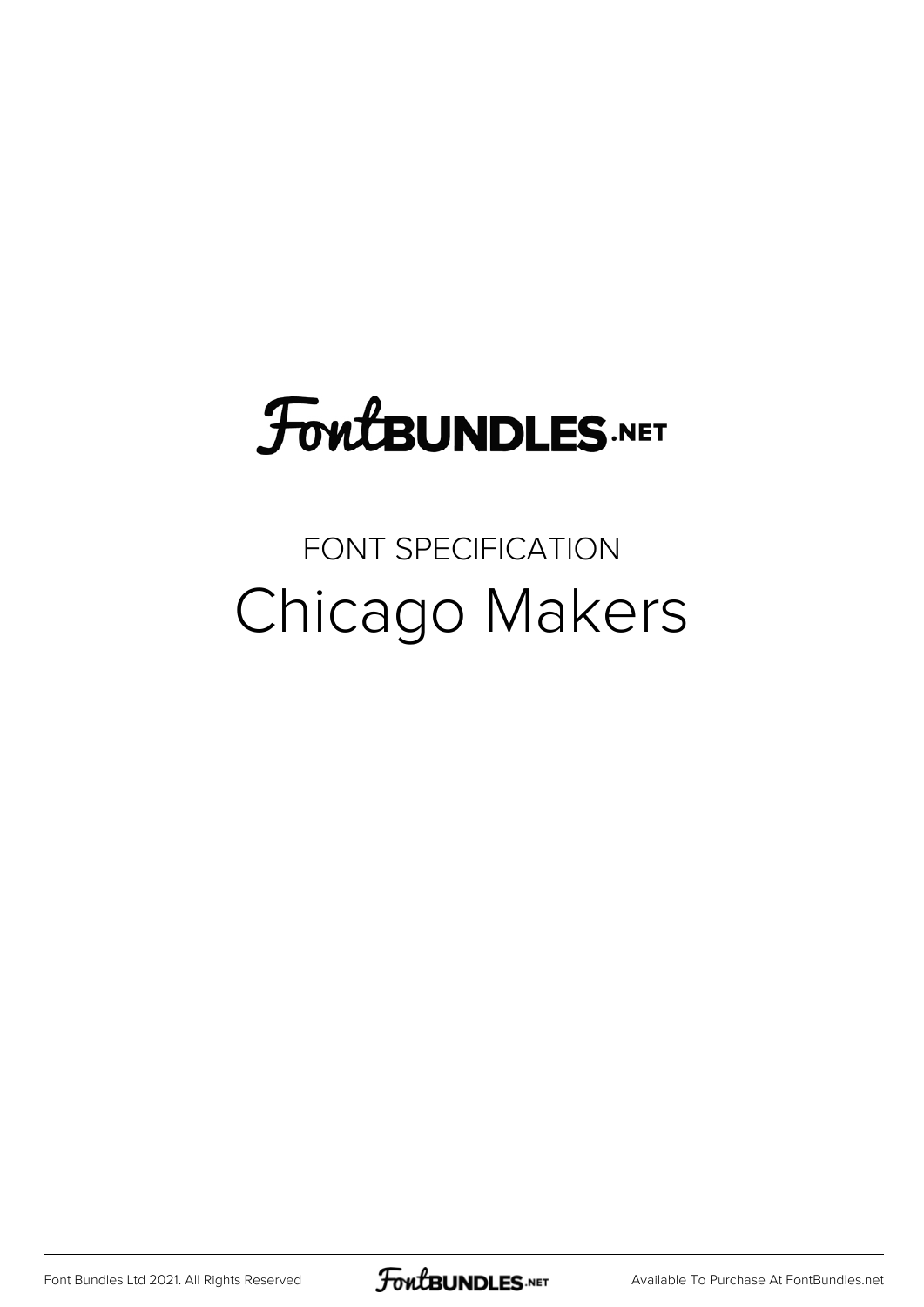FontBUNDLES.NET

FONT SPECIFICATION

# Chicago Makers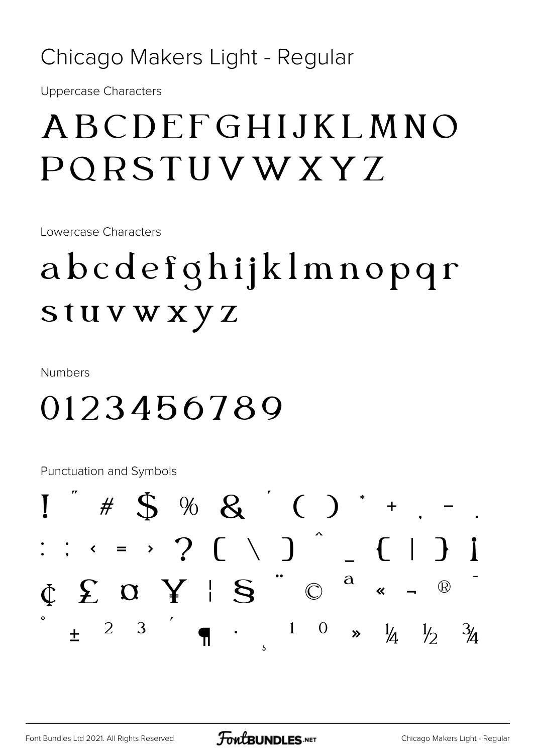# Chicago Makers Light - Regular

Uppercase Characters

ABCDEFGHIJKLMNO
PQRSTUVWXYZ

Lowercase Characters

abcdefghijklmnopqr
stuvwxyz

Numbers

0123456789

Punctuation and Symbols

! " # $ % & ' ( ) * + , - .
: ; < = > ? [ \ ] ^ _ { | } ¡
¢ £ ¤ ¥ ¦ § ¨ © ª « ¬ ® ¯
° ± ² ³ ´ ¶ · ¸ ¹ º » ¼ ½ ¾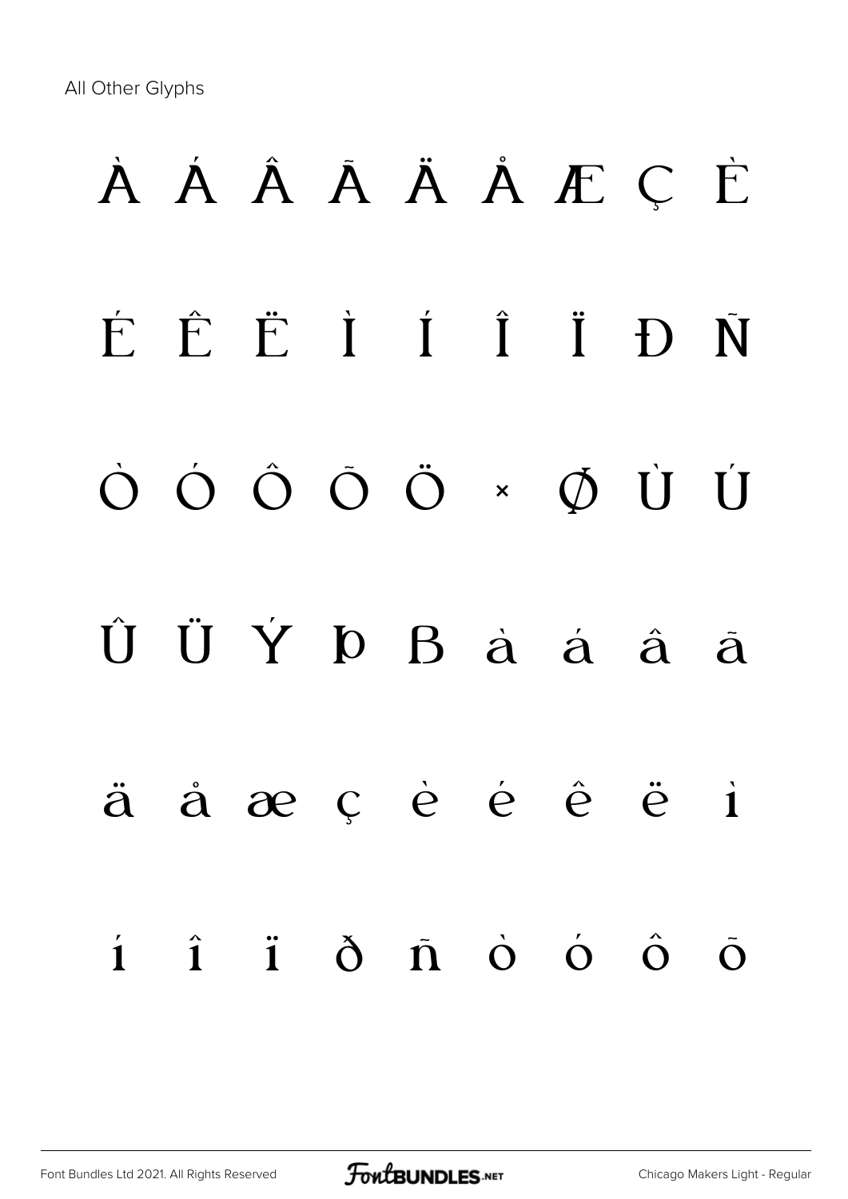All Other Glyphs

À Á Â Ã Ä Å Æ Ç È

É Ê Ë Ì Í Î Ï Ð Ñ

Ò Ó Ô Õ Ö × Ø Ù Ú

Û Ü Ý Þ ß à á â ã

ä å æ ç è é ê ë ì

í î ï ð ñ ò ó ô õ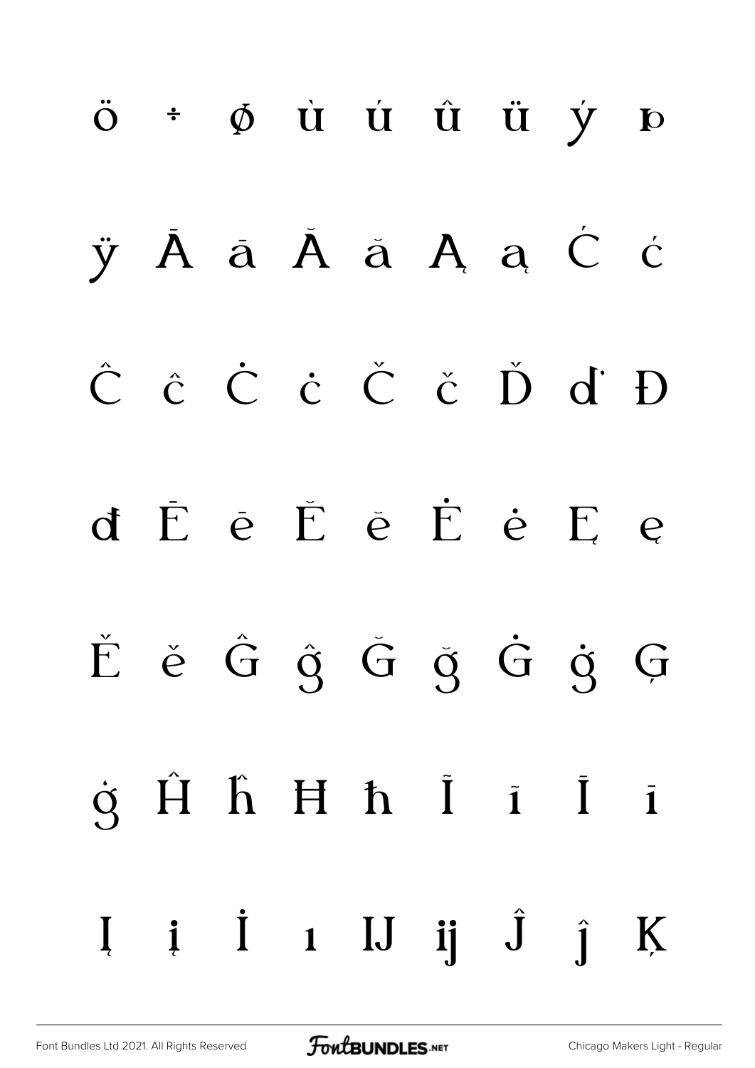ö ÷ ø ù ú û ü ý þ

ÿ Ā ā Ă ă Ą ą Ć ć

Ĉ ĉ Ċ ċ Č č Ď ď Đ

đ Ē ē Ĕ ĕ Ė ė Ę ę

Ě ě Ĝ ĝ Ğ ğ Ġ ġ Ģ

ģ Ĥ ĥ Ħ ħ Ĩ ĩ Ī ī

Į į İ ı Ĳ ĳ Ĵ ĵ Ķ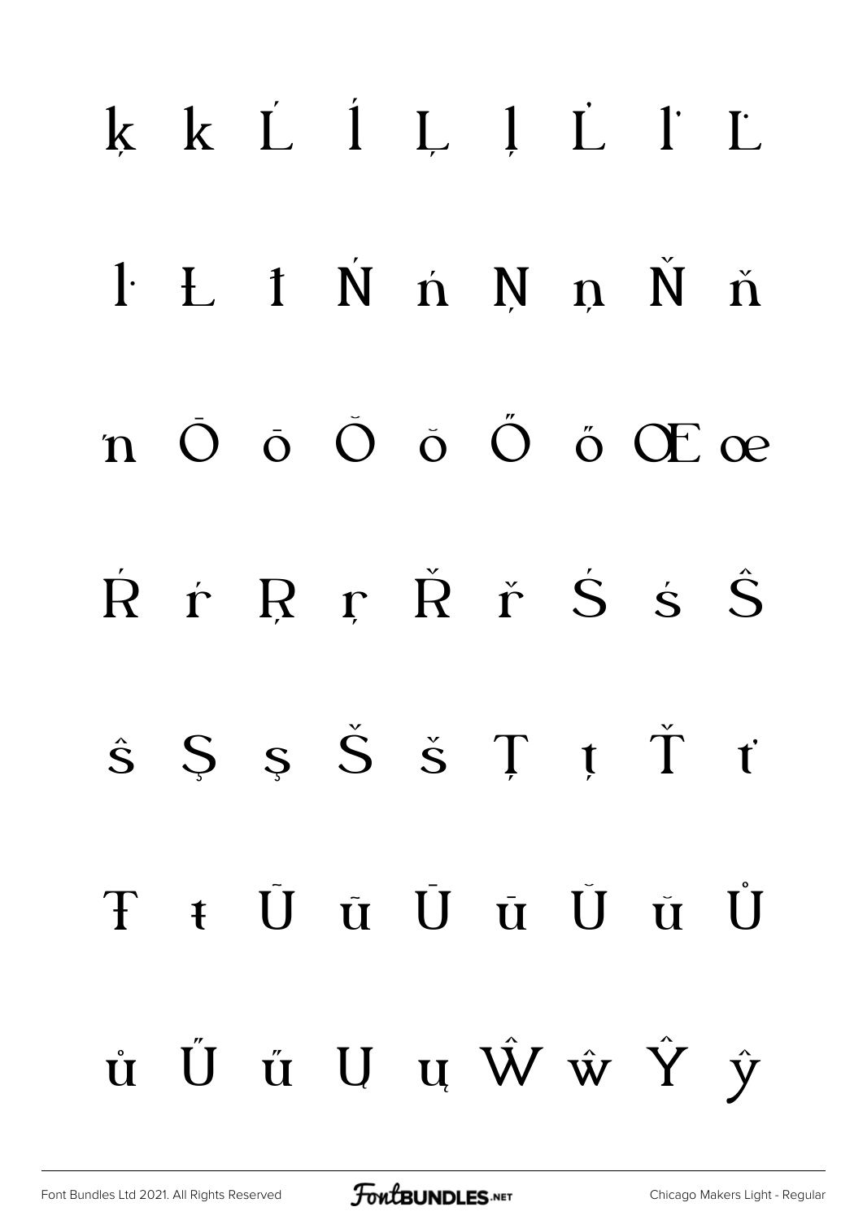ķ ĸ Ĺ ĺ Ļ ļ Ľ ľ Ŀ

ŀ Ł ł Ń ń Ņ ņ Ň ň

ŉ Ō ō Ŏ ŏ Ő ő Œ œ

Ŕ ŕ Ŗ ŗ Ř ř Ś ś Ŝ

ŝ Ş ş Š š Ţ ţ Ť ť

Ŧ ŧ Ũ ũ Ū ū Ŭ ŭ Ů

ů Ű ű Ų ų Ŵ ŵ Ŷ ŷ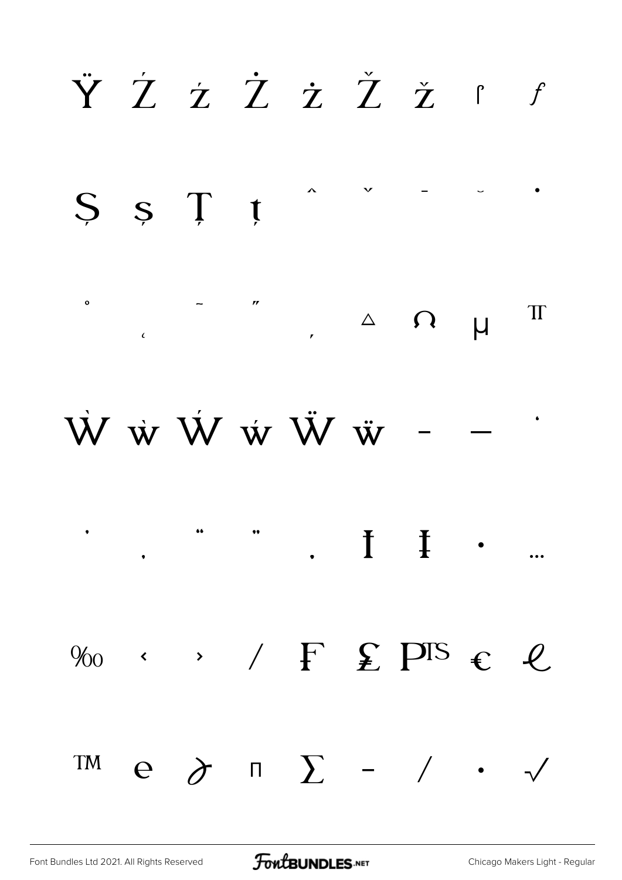Ÿ Ź ź Ż ż Ž ž ſ ƒ

Ș ș Ț ț ˆ ˇ ¯ ˘ ˙

˚ ˛ ˜ ˝ ͵ △ Ω μ π

Ẁ ẁ Ẃ ẃ Ẅ ẅ – — '

' ‚ " " „ † ‡ • …

‰ ‹ › ⁄ ₣ ₤ ₧ € ℓ

™ ℮ ∂ ∏ ∑ − ∕ ∙ √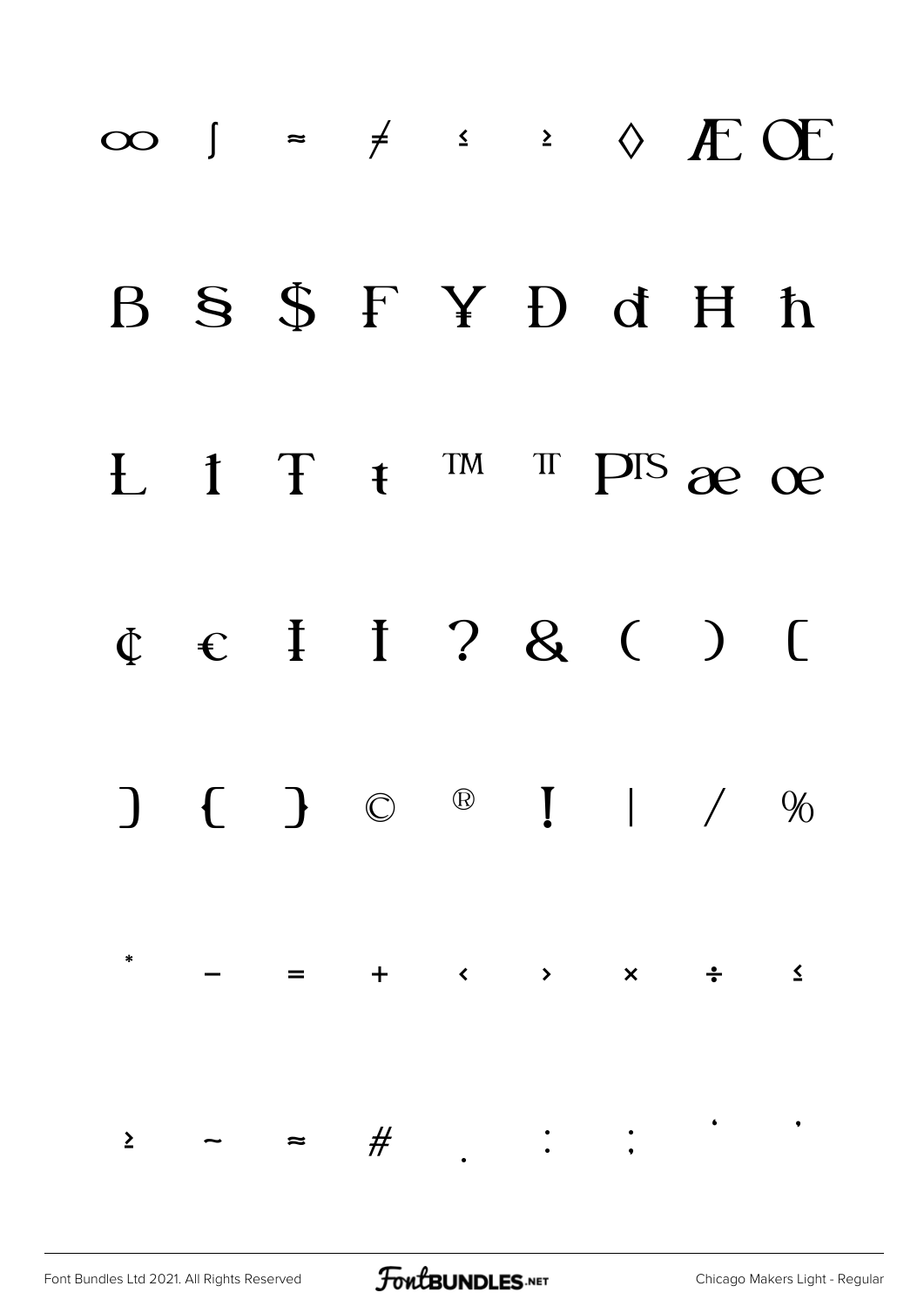∞ ∫ ≈ ≠ ≤ ≥ ◊ Æ Œ

Ɓ Ꞩ $ ₣ ¥ Đ đ Ħ ħ

Ł ł Ŧ ŧ ™ ℡ ₧ æ œ

₵ € Ɨ ɨ ? & ( ) [

] { } © ® ! | / %

* – = + ‹ › × ÷ ≤

≥ ~ ≈ # . : ; ' '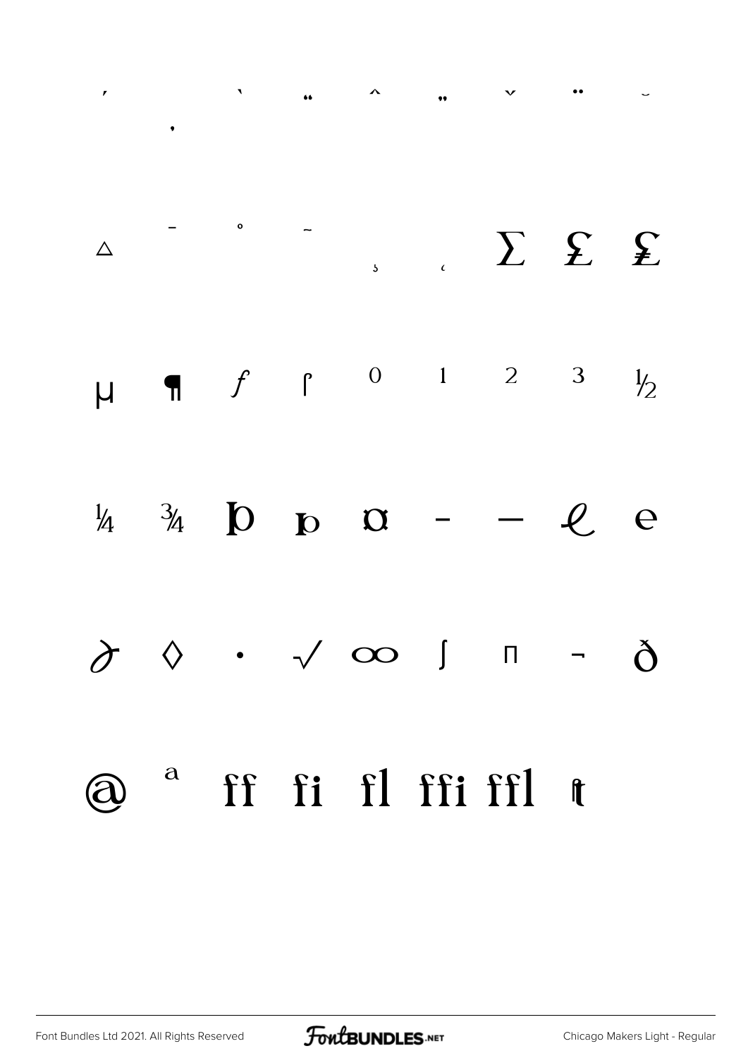ˊ ˏ ˋ ‟ ˆ „ ˇ ¨ ˘

△ ¯ ˚ ˜ ̦ ̨ ∑ ₤ ₤

µ ¶ ƒ ſ ⁰ ¹ ² ³ ½

¼ ¾ Þ þ ɑ – — ℓ ℮

∂ ◊ · √ ∞ ∫ ∏ ¬ ð

@ ª ff fi fl ffi ffl ft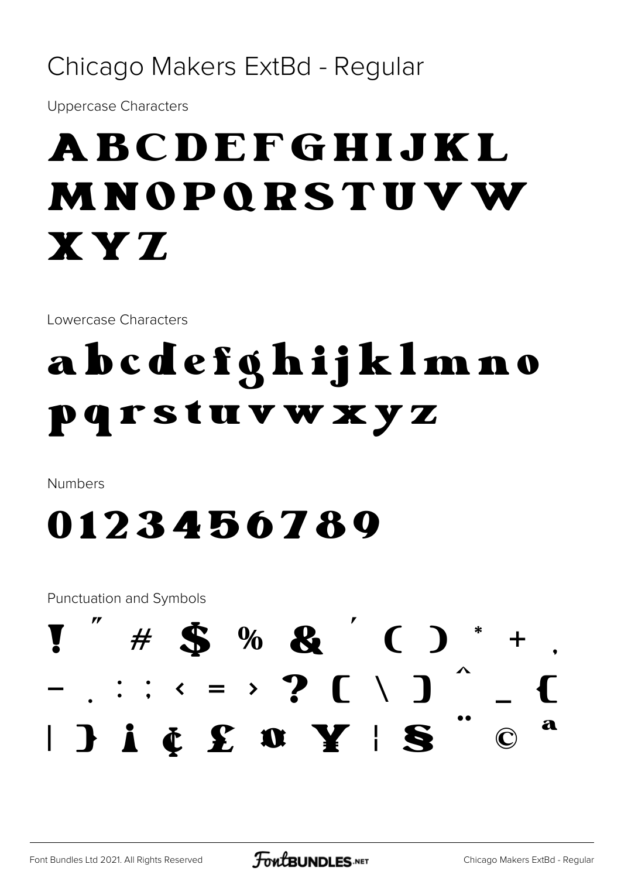# Chicago Makers ExtBd - Regular

Uppercase Characters

ABCDEFGHIJKL
MNOPQRSTUVW
XYZ

Lowercase Characters

abcdefghijklmno
pqrstuvwxyz

Numbers

0123456789

Punctuation and Symbols

! " # $ % & ' ( ) * + ,
- . : ; < = > ? [ \ ] ^ _ {
| } ¡ ¢ £ ¤ ¥ ¦ § ¨ © ª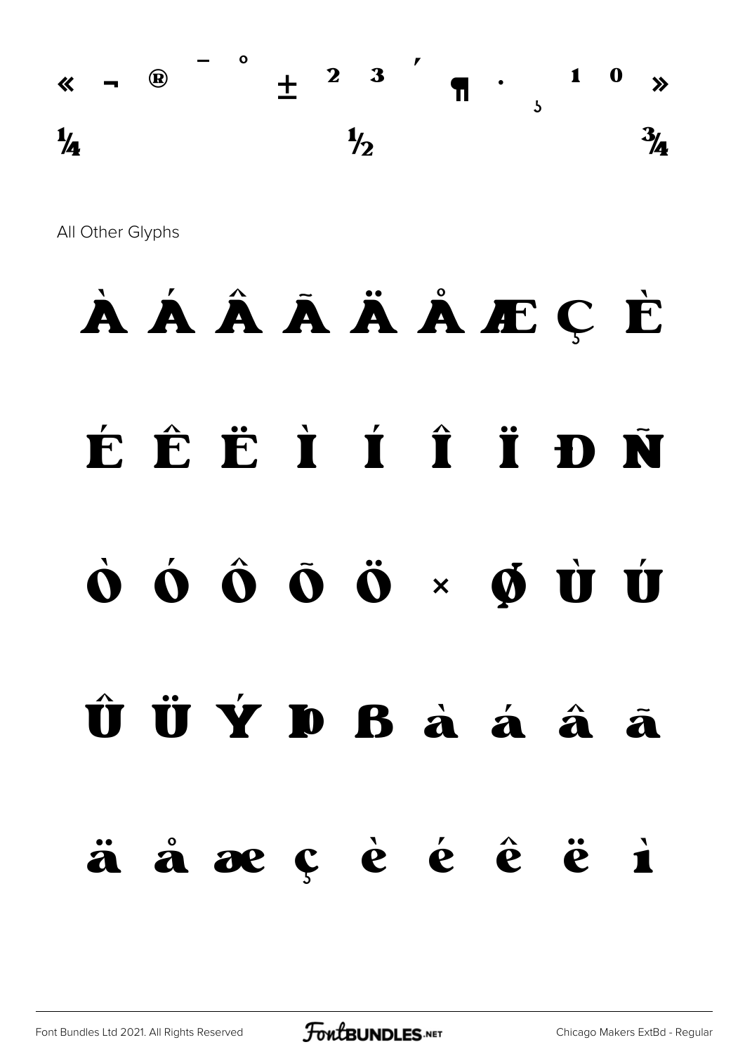« ¬ ® ¯ ° ± ² ³ ´ ¶ · ¸ ¹ º »

¼ ½ ¾

All Other Glyphs

À Á Â Ã Ä Å Æ Ç È

É Ê Ë Ì Í Î Ï Ð Ñ

Ò Ó Ô Õ Ö × Ø Ù Ú

Û Ü Ý Þ ß à á â ã

ä å æ ç è é ê ë ì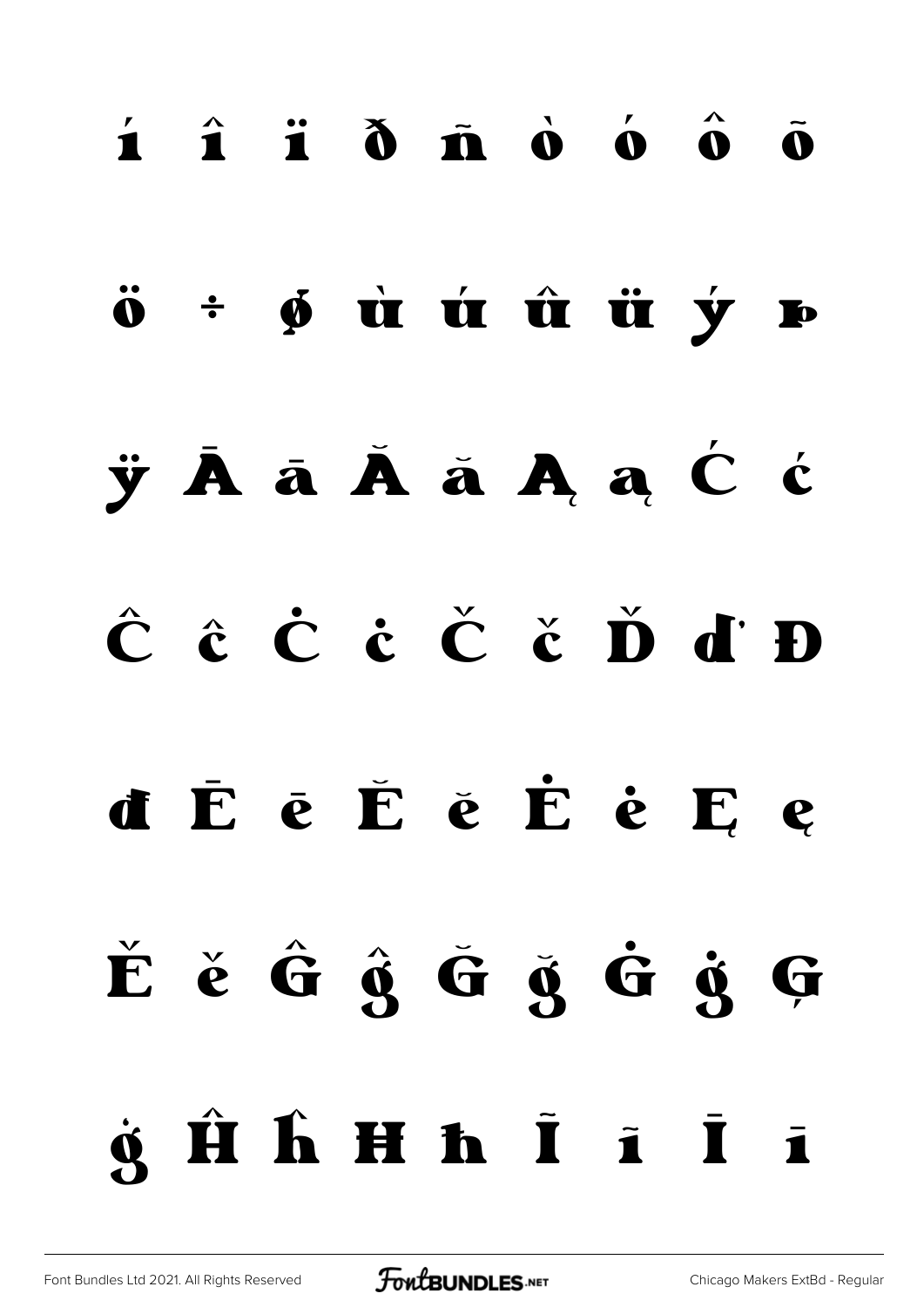í î ï ð ñ ò ó ô õ

ö ÷ ø ù ú û ü ý þ

ÿ Ā ā Ă ă Ą ą Ć ć

Ĉ ĉ Ċ ċ Č č Ď ď Đ

đ Ē ē Ĕ ĕ Ė ė Ę ę

Ě ě Ĝ ĝ Ğ ğ Ġ ġ Ģ

ģ Ĥ ĥ Ħ ħ Ĩ ĩ Ī ī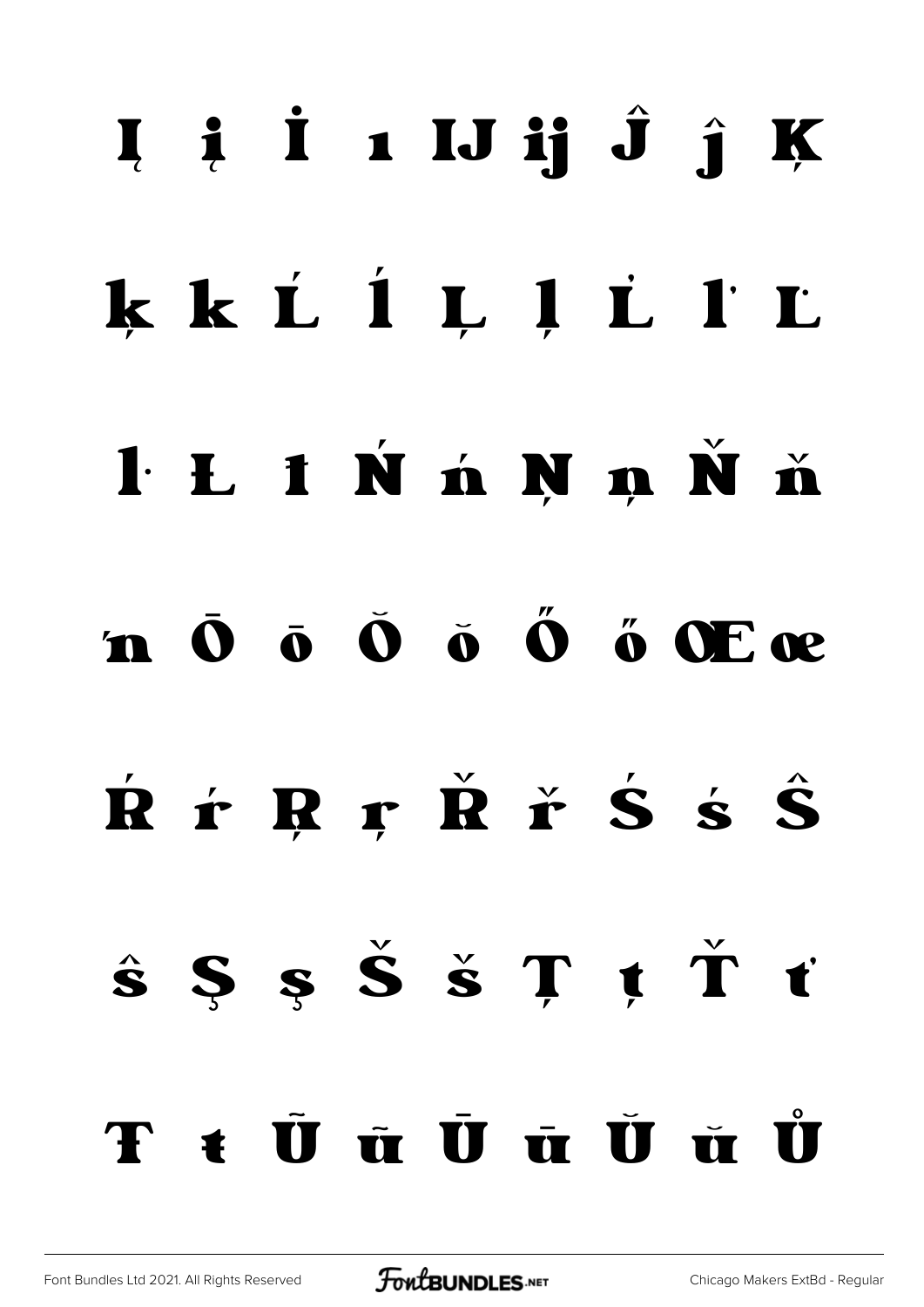Į į İ ı Ĳ ĳ Ĵ ĵ Ķ

ķ ĸ Ĺ ĺ Ļ ļ Ľ ľ Ŀ

ŀ Ł ł Ń ń Ņ ņ Ň ň

ŉ Ō ō Ŏ ŏ Ő ő Œ œ

Ŕ ŕ Ŗ ŗ Ř ř Ś ś Ŝ

ŝ Ş ş Š š Ţ ţ Ť ť

Ŧ ŧ Ũ ũ Ū ū Ŭ ŭ Ů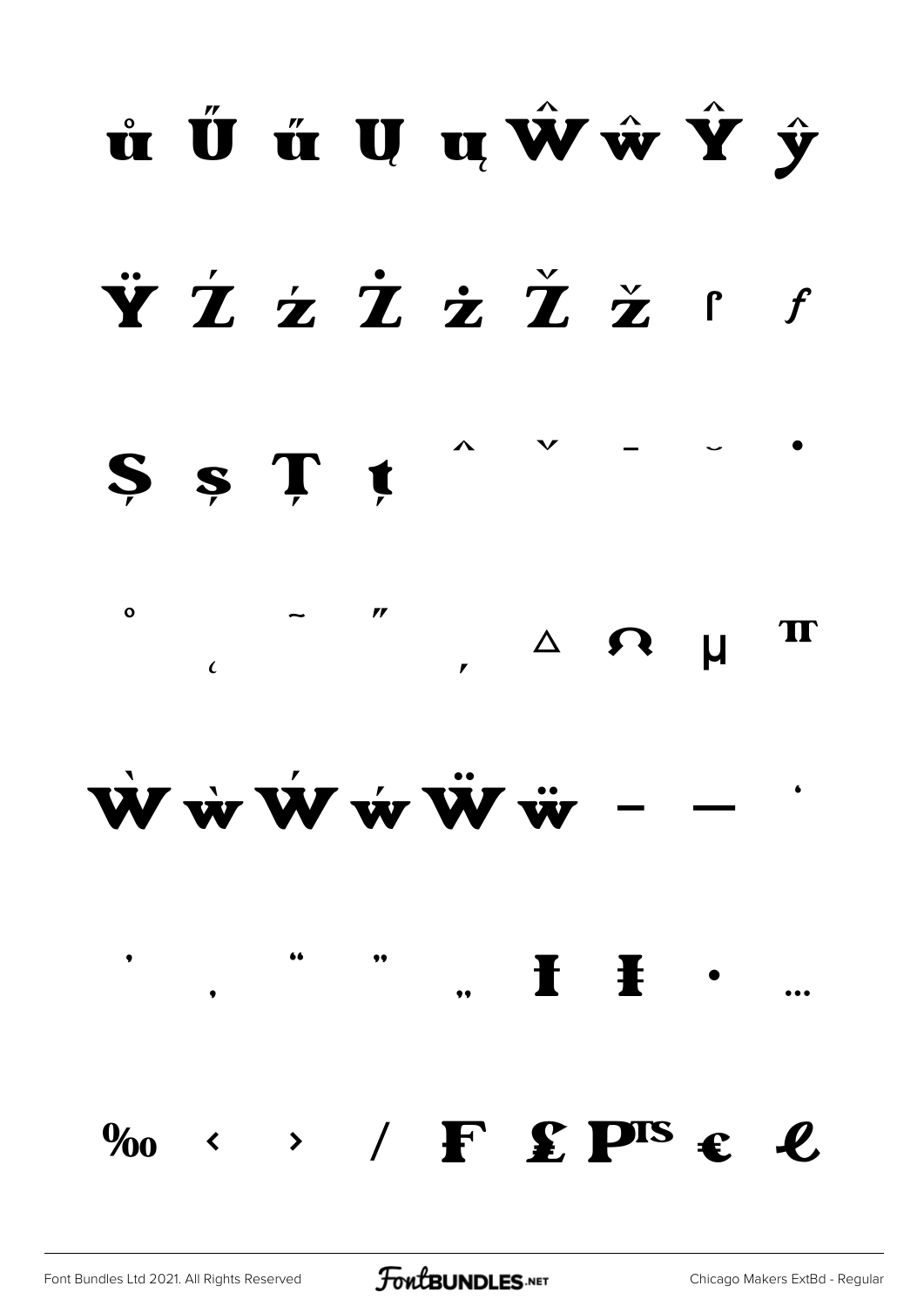ů Ű ű Ų ų Ŵ ŵ Ŷ ŷ

Ÿ Ź ź Ż ż Ž ž ſ ƒ

Ș ș Ț ț ˆ ˇ ˉ ˘ ˙

˚ ˛ ˜ ˝ ̦ Δ Ω μ π

Ẁ ẁ Ẃ ẃ Ẅ ẅ – — ‘

’ ‚ “ ” „ † ‡ • …

‰ ‹ › ⁄ ₣ ₤ ₧ € ℓ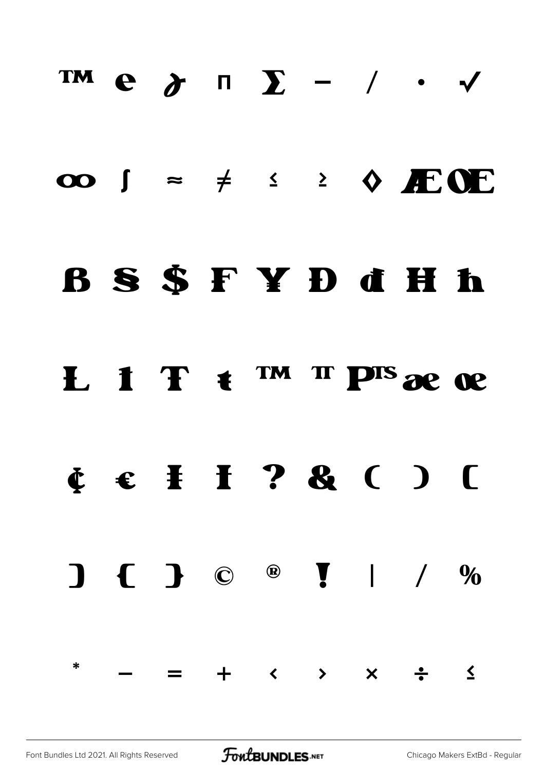™ e ∂ ∏ ∑ − ∕ ∙ √

∞ ∫ ≈ ≠ ≤ ≥ ◊ Ǽ Œ

Ɓ Ȿ $ ₣ ¥ Đ đ Ħ ħ

Ł ı Ŧ ŧ ™ ℡ ₧ æ œ

¢ € Ɨ Ɨ ? & ( ) [

] { } © ® ! | / %

* − = + ‹ › × ÷ ≤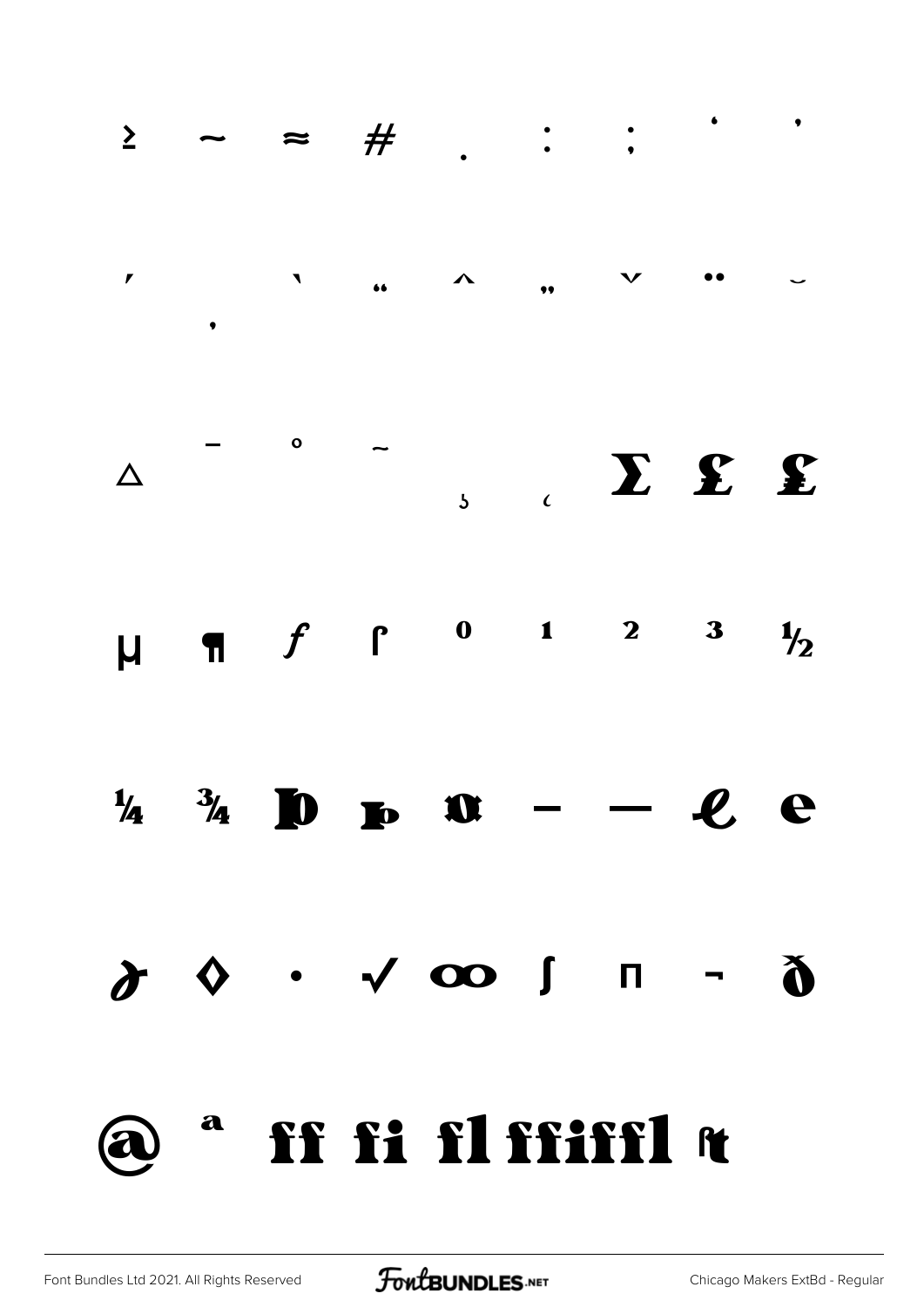≥ ~ ≈ # . : ; ' '

ʼ ‚ ˋ " ^ „ ˇ ¨ ˘

△ ¯ ˚ ˜ ˛ ¸ Σ £ £

µ ¶ ƒ ſ ⁰ ¹ ² ³ ½

¼ ¾ Þ þ ¤ – — ℯ e

∂ ◊ · √ ∞ ∫ Π ¬ ð

@ ª ff fi fl ffi ffl ſt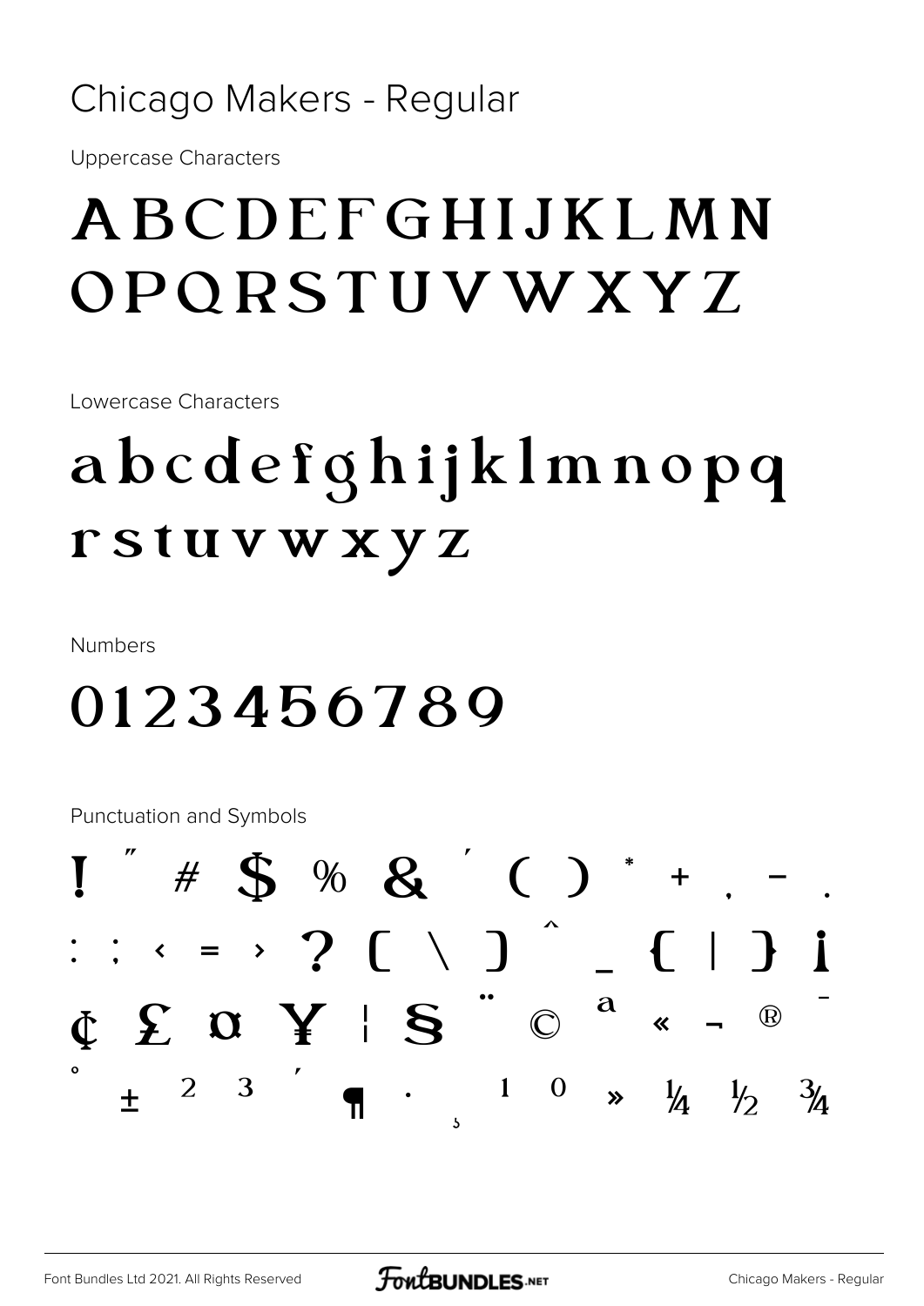# Chicago Makers - Regular

Uppercase Characters

ABCDEFGHIJKLMN
OPQRSTUVWXYZ

Lowercase Characters

abcdefghijklmnopq
rstuvwxyz

Numbers

0123456789

Punctuation and Symbols

! " # $ % & ' ( ) * + , - .
: ; < = > ? [ \ ] ^ _ { | } ¡
¢ £ ¤ ¥ ¦ § ¨ © ª « ¬ ® ¯
° ± ² ³ ´ ¶ · ¸ ¹ º » ¼ ½ ¾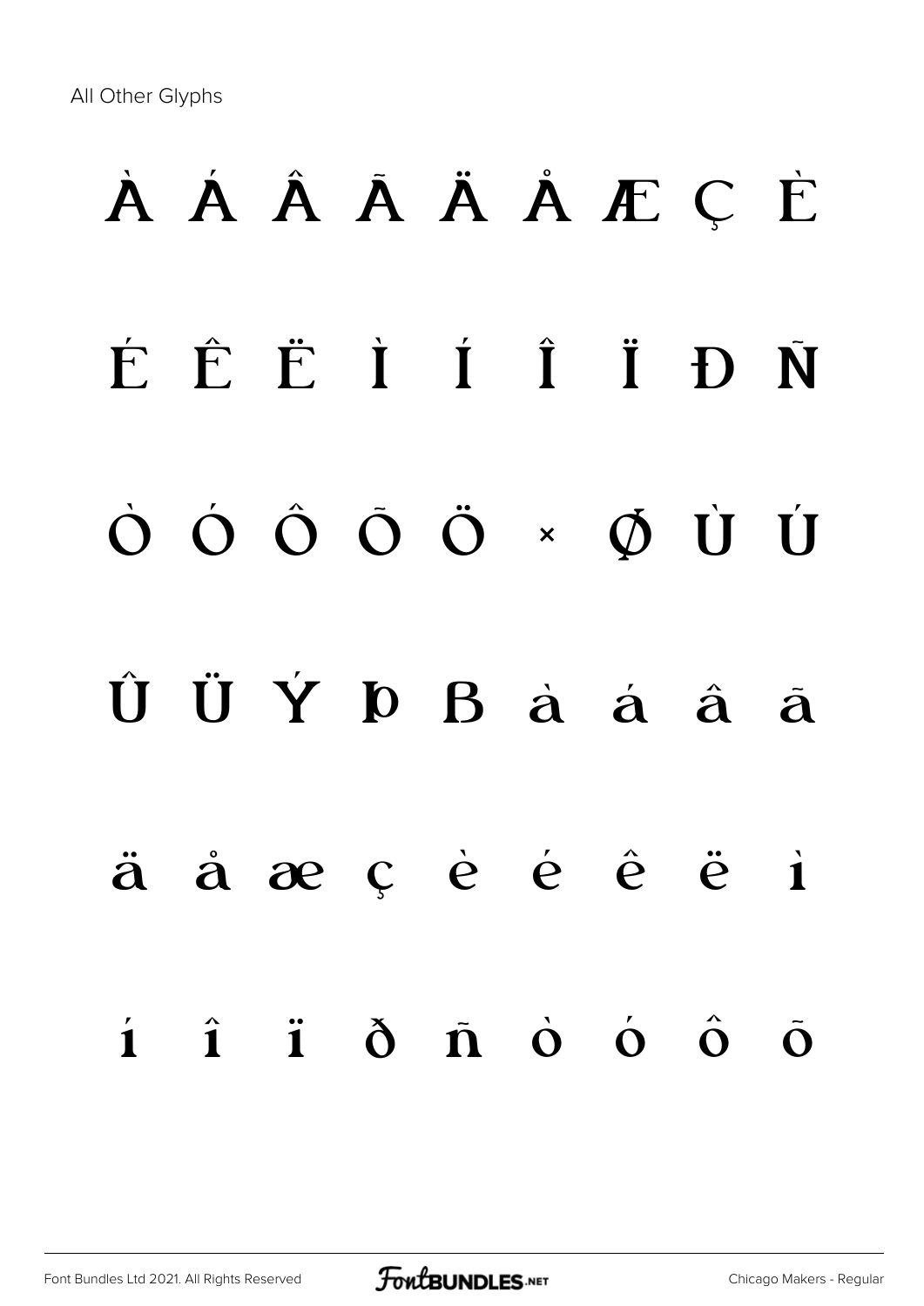All Other Glyphs

À Á Â Ã Ä Å Æ Ç È

É Ê Ë Ì Í Î Ï Ð Ñ

Ò Ó Ô Õ Ö × Ø Ù Ú

Û Ü Ý Þ ß à á â ã

ä å æ ç è é ê ë ì

í î ï ð ñ ò ó ô õ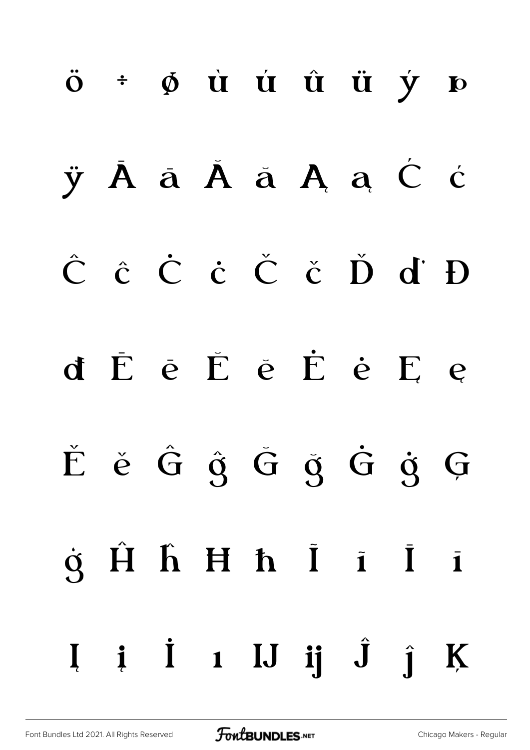ö ÷ ø ù ú û ü ý þ

ÿ Ā ā Ă ă Ą ą Ć ć

Ĉ ĉ Ċ ċ Č č Ď ď Đ

đ Ē ē Ĕ ĕ Ė ė Ę ę

Ě ě Ĝ ĝ Ğ ğ Ġ ġ Ģ

ģ Ĥ ĥ Ħ ħ Ĩ ĩ Ī ī

Į į İ ı Ĳ ĳ Ĵ ĵ Ķ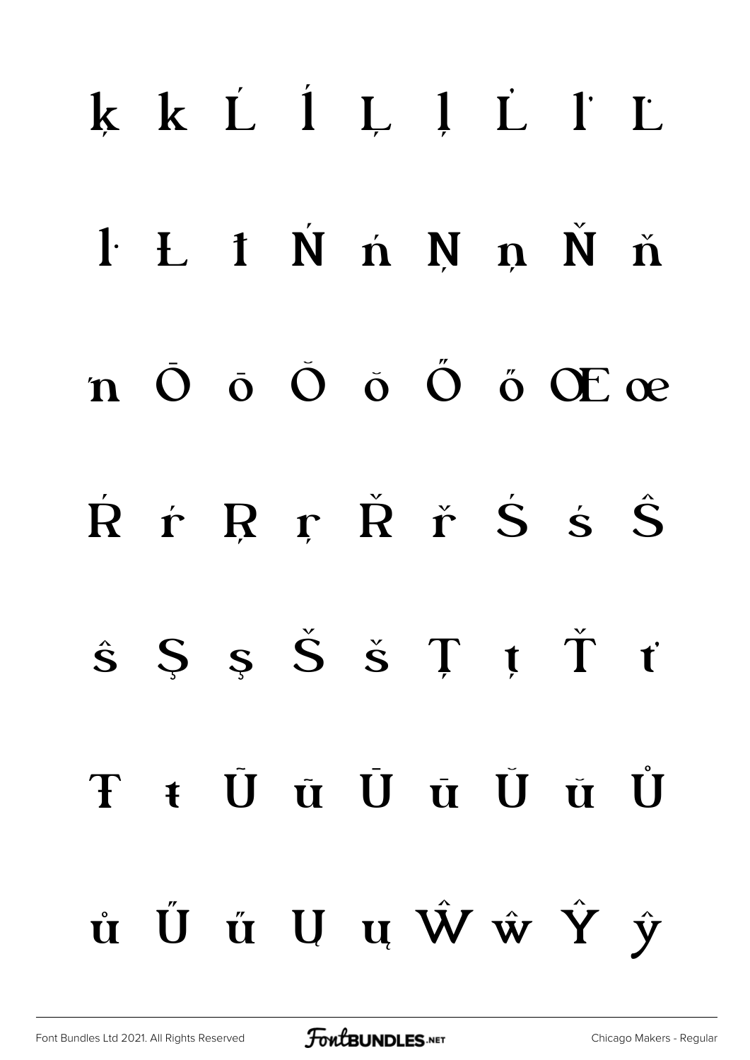ķ ĸ Ĺ ĺ Ļ ļ Ľ ľ Ŀ

ŀ Ł ł Ń ń Ņ ņ Ň ň

ŉ Ō ō Ŏ ŏ Ő ő Œ œ

Ŕ ŕ Ŗ ŗ Ř ř Ś ś Ŝ

ŝ Ş ş Š š Ţ ţ Ť ť

Ŧ ŧ Ũ ũ Ū ū Ŭ ŭ Ů

ů Ű ű Ų ų Ŵ ŵ Ŷ ŷ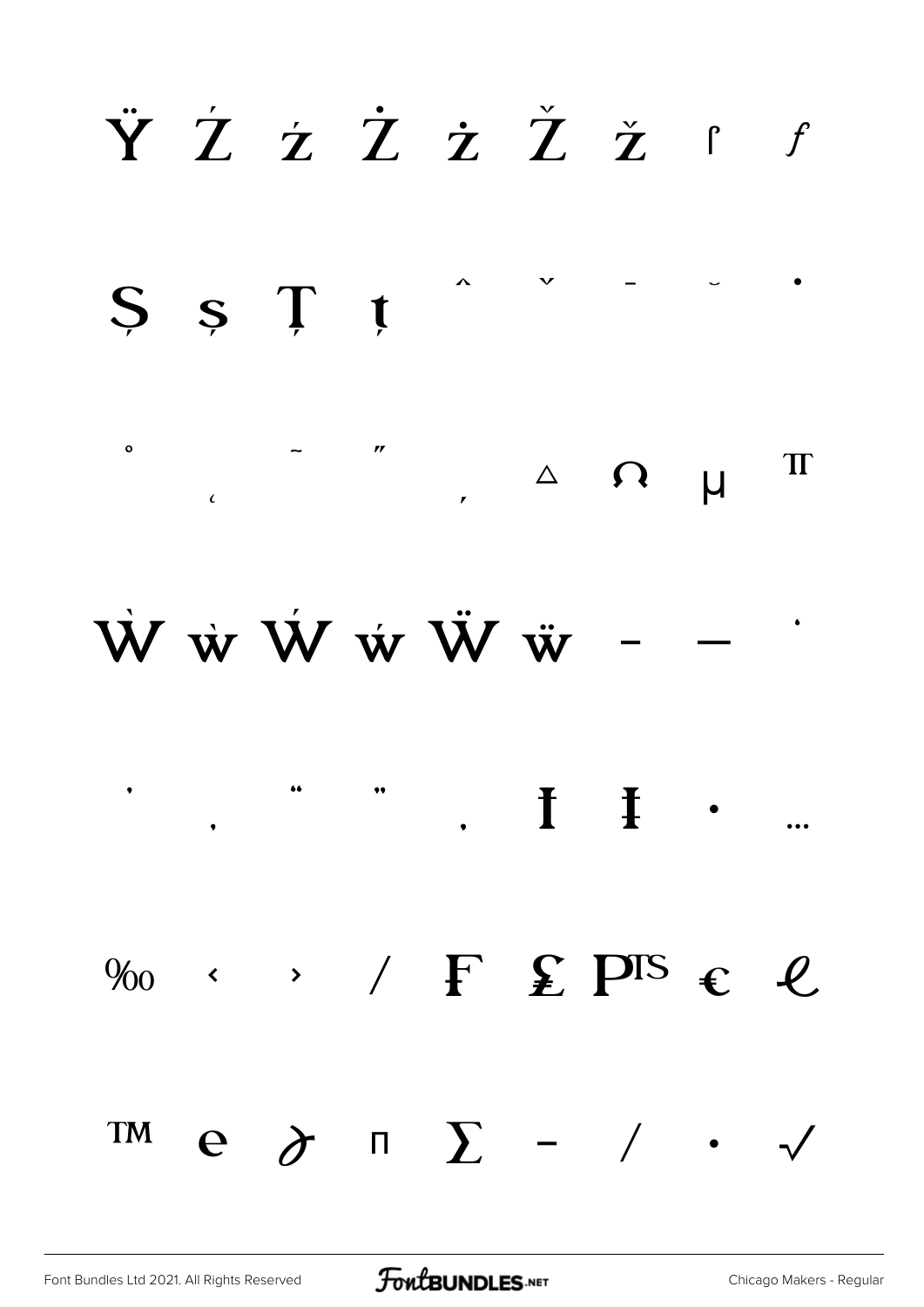Ÿ Ź ź Ż ż Ž ž ſ ƒ

Ș ș Ț ț ˆ ˇ ˉ ˘ ˙

˚ ˛ ˜ ˝ ; Δ Ω μ π

Ẁ ẁ Ẃ ẃ Ẅ ẅ – — ‘

’ ‚ “ ” „ † ‡ • …

‰ ‹ › ⁄ ₣ ₤ ₧ € ℓ

™ ℮ ∂ ∏ ∑ − ∕ ∙ √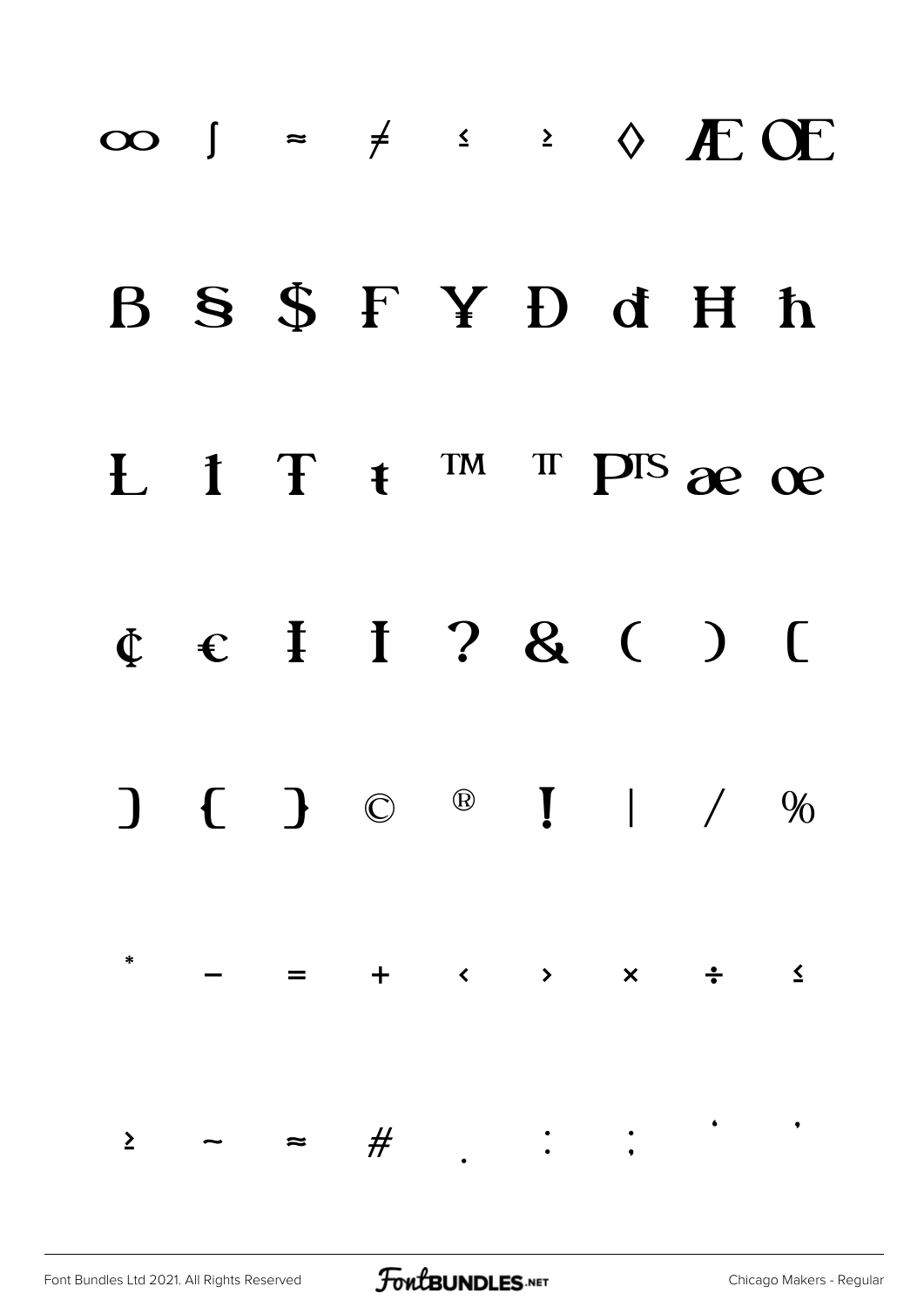∞ ∫ ≈ ≠ ≤ ≥ ◊ Æ Œ

Ꞵ Ꞩ $ ₣ ¥ Đ đ Ħ ħ

Ł ł Ŧ ŧ ™ ™ ₧ æ œ

¢ € Ɨ Ɨ ? & ( ) [

] { } © ® ! | / %

* − = + ‹ › × ÷ ≤

≥ ~ ≈ # . : ; ' ,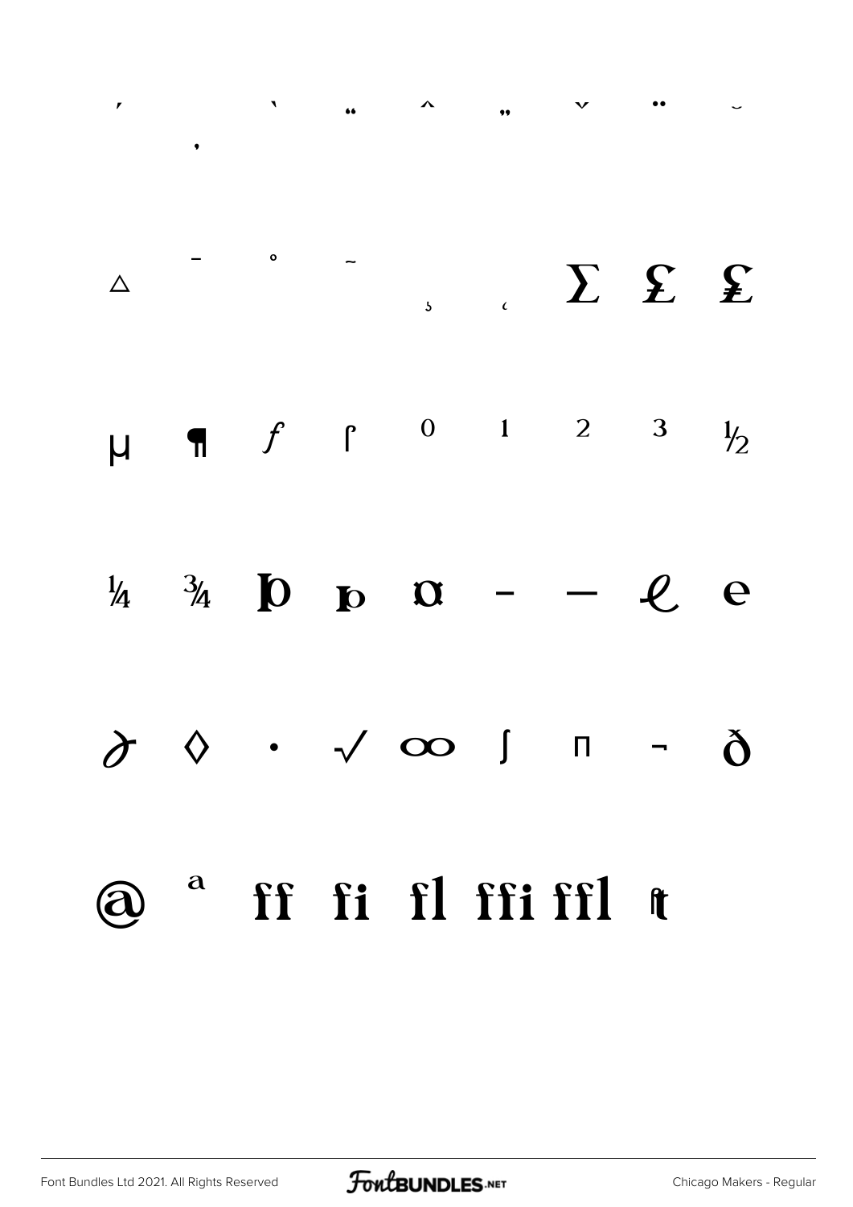´ ¸ ` " ˆ „ ˇ ¨ ˘

△ ¯ ˚ ˜ ˛ ˛ Σ ₤ ₤

µ ¶ ƒ ſ ⁰ ¹ ² ³ ½

¼ ¾ Þ þ ¤ – — ℓ ℮

∂ ◊ · √ ∞ ∫ ∏ ¬ ð

@ ª ff fi fl ffi ffl ſt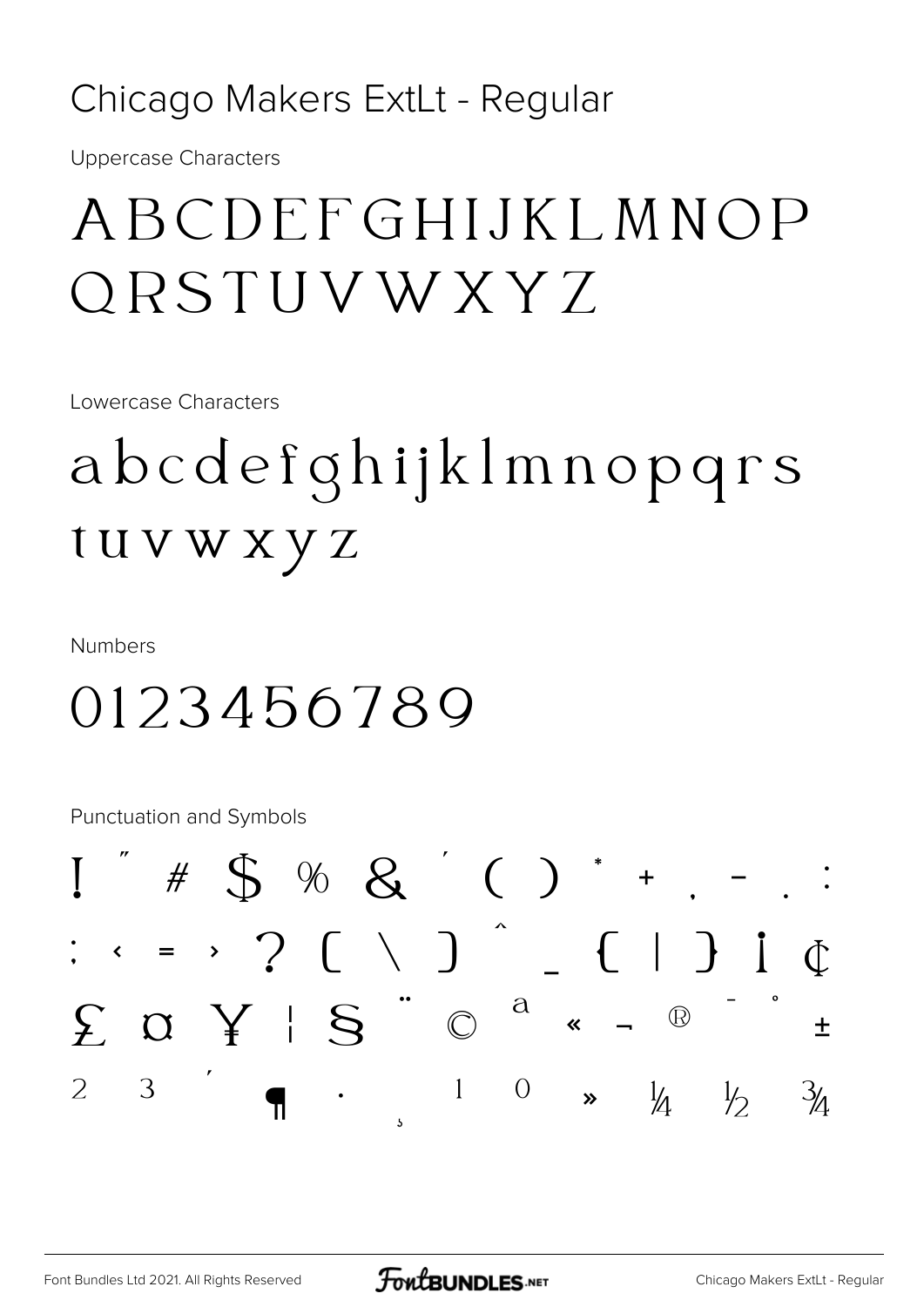# Chicago Makers ExtLt - Regular

Uppercase Characters

ABCDEFGHIJKLMNOP
QRSTUVWXYZ

Lowercase Characters

abcdefghijklmnopqrs
tuvwxyz

Numbers

0123456789

Punctuation and Symbols

! " # $ % & ' ( ) * + , - . :
; < = > ? [ \ ] ^ _ { | } ¡ ¢
£ ¤ ¥ ¦ § ¨ © ª « ¬ ® ¯ ° ±
² ³ ´ ¶ · ¸ ¹ º » ¼ ½ ¾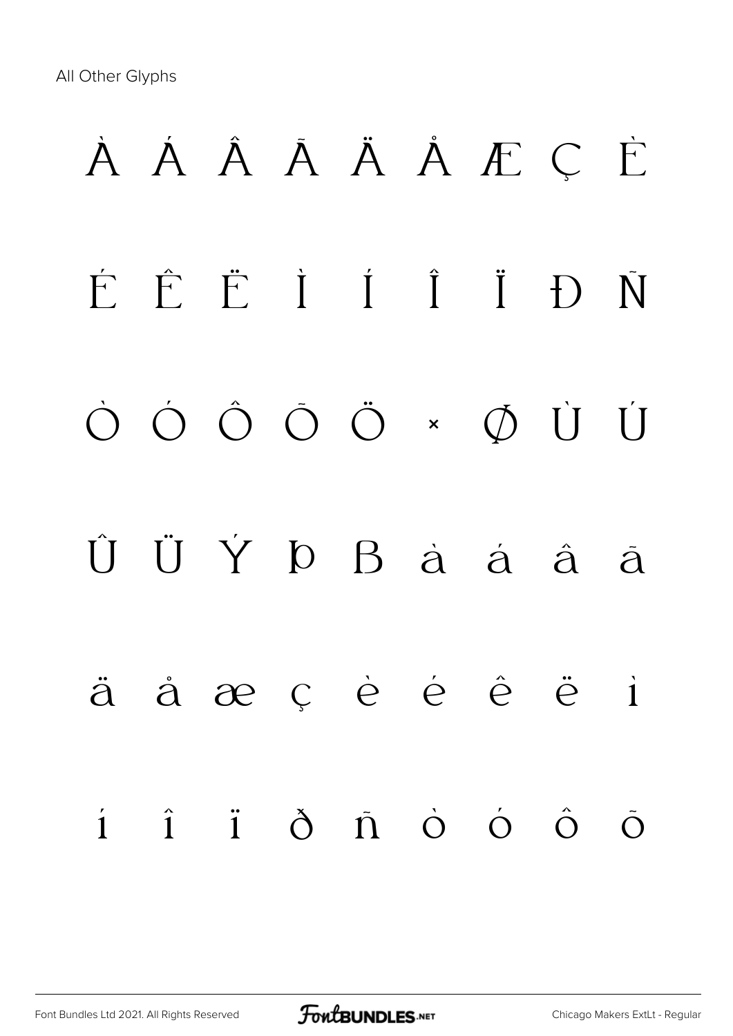All Other Glyphs

À Á Â Ã Ä Å Æ Ç È

É Ê Ë Ì Í Î Ï Đ Ñ

Ò Ó Ô Õ Ö × Ø Ù Ú

Û Ü Ý Þ ß à á â ã

ä å æ ç è é ê ë ì

í î ï ð ñ ò ó ô õ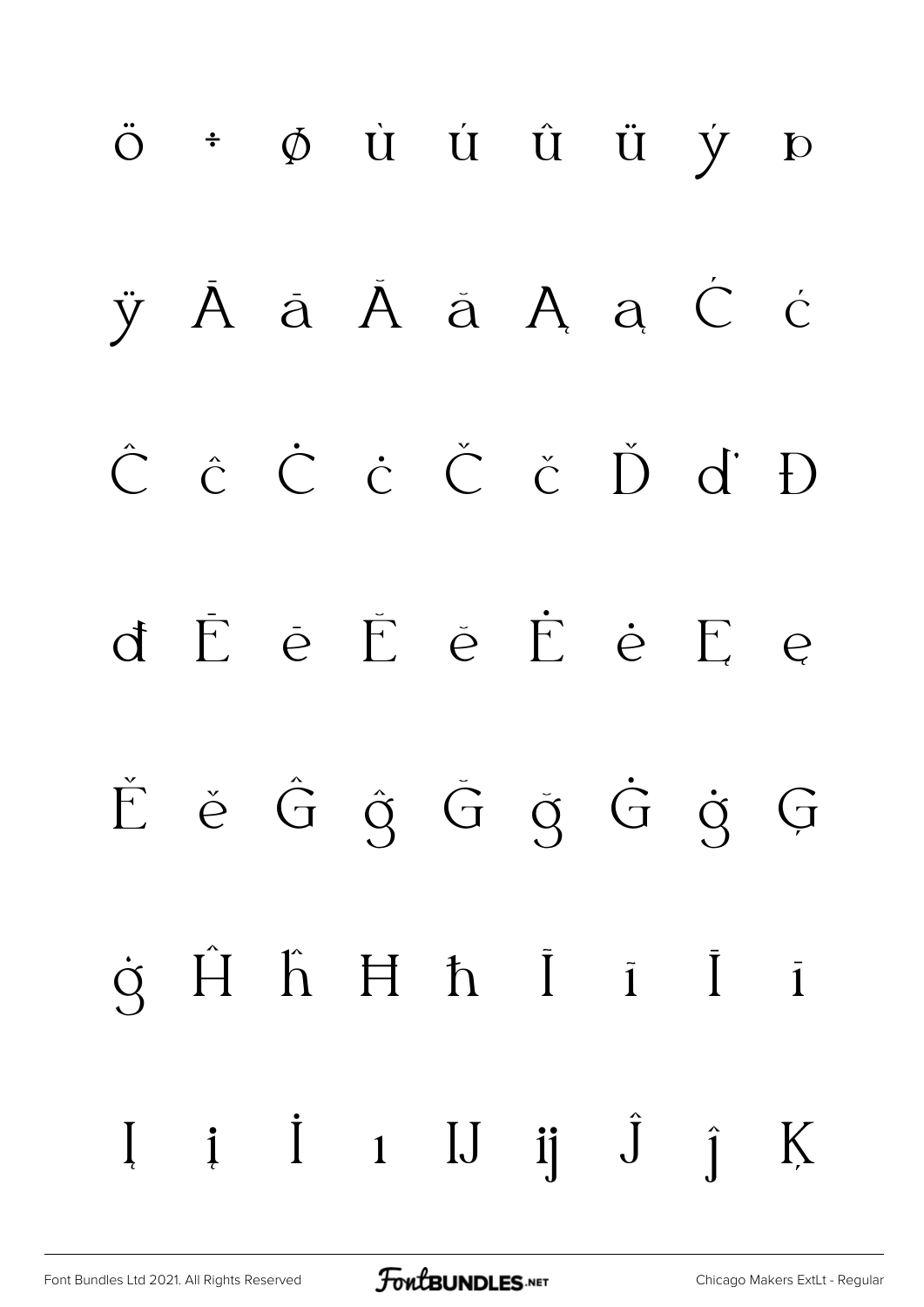ö ÷ ø ù ú û ü ý þ

ÿ Ā ā Ă ă Ą ą Ć ć

Ĉ ĉ Ċ ċ Č č Ď ď Đ

đ Ē ē Ĕ ĕ Ė ė Ę ę

Ě ě Ĝ ĝ Ğ ğ Ġ ġ Ģ

ģ Ĥ ĥ Ħ ħ Ĩ ĩ Ī ī

Į į İ ı Ĳ ĳ Ĵ ĵ Ķ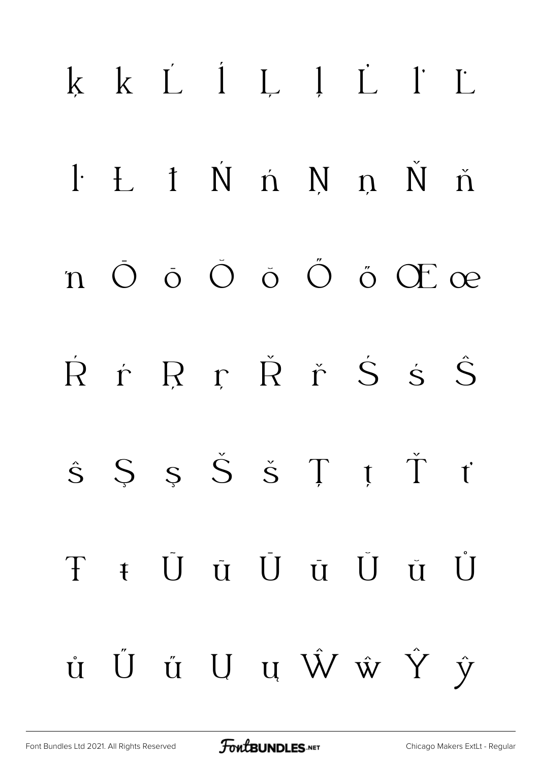ķ ĸ Ĺ ĺ Ļ ļ Ľ ľ Ŀ

ŀ Ł ł Ń ń Ņ ņ Ň ň

ŉ Ō ō Ŏ ŏ Ő ő Œ œ

Ŕ ŕ Ŗ ŗ Ř ř Ś ś Ŝ

ŝ Ş ş Š š Ţ ţ Ť ť

Ŧ ŧ Ũ ũ Ū ū Ŭ ŭ Ů

ů Ű ű Ų ų Ŵ ŵ Ŷ ŷ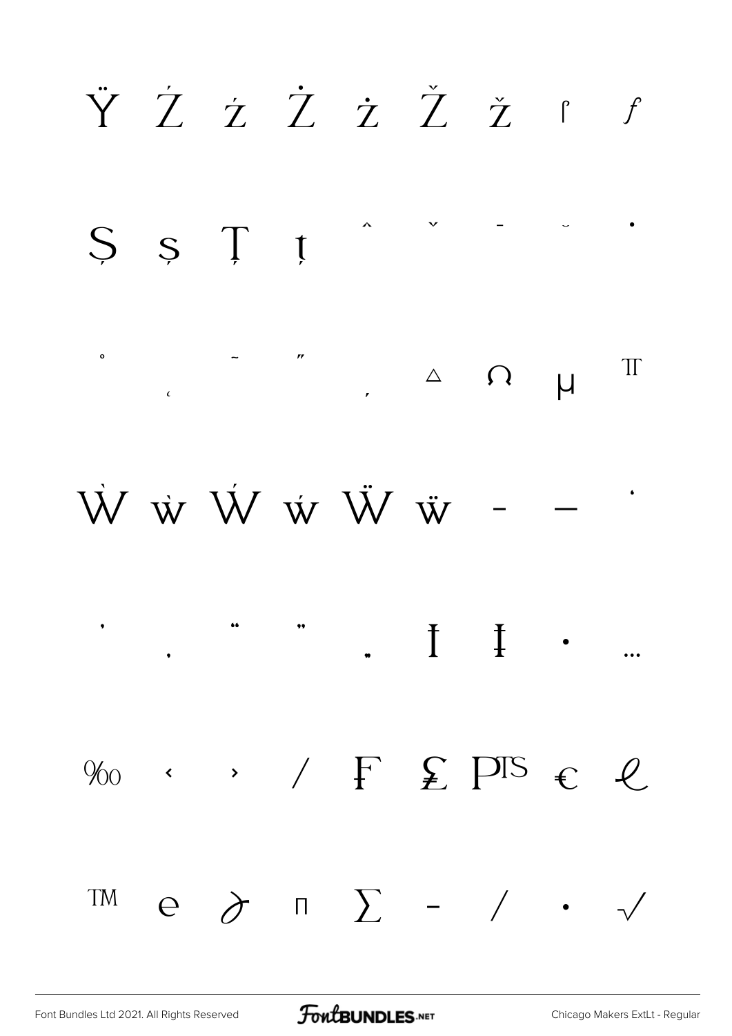Ÿ Ź ź Ż ż Ž ž ſ ƒ

Ș ș Ț ț ˆ ˇ ˉ ˘ ˙

˚ ˛ ˜ ˝ ; △ Ω µ π

Ẁ ẁ Ẃ ẃ Ẅ ẅ – — ‘

’ ‚ “ ” „ † ‡ • …

‰ ‹ › ⁄ ₣ ₤ ₧ € ℓ

™ ℮ ∂ ∏ ∑ − ∕ ∙ √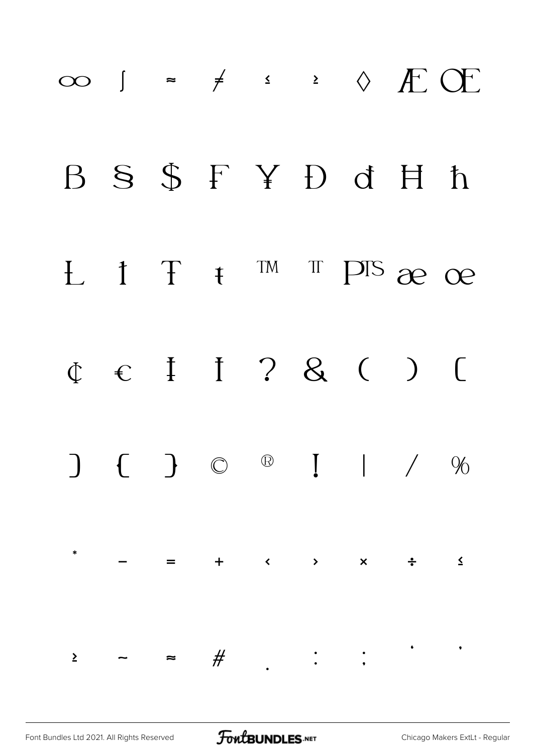∞ ∫ ≈ ≠ ≤ ≥ ◊ Æ Œ

ß § $ ₣ ¥ Đ đ Ħ ħ

Ł ı Ŧ ŧ ™ ℡ ₧ æ œ

¢ € ‡ † ? & ( ) [

] { } © ® ! | / %

* − = + ‹ › × ÷ ≤

≥ ~ ≈ # . : ; ' ,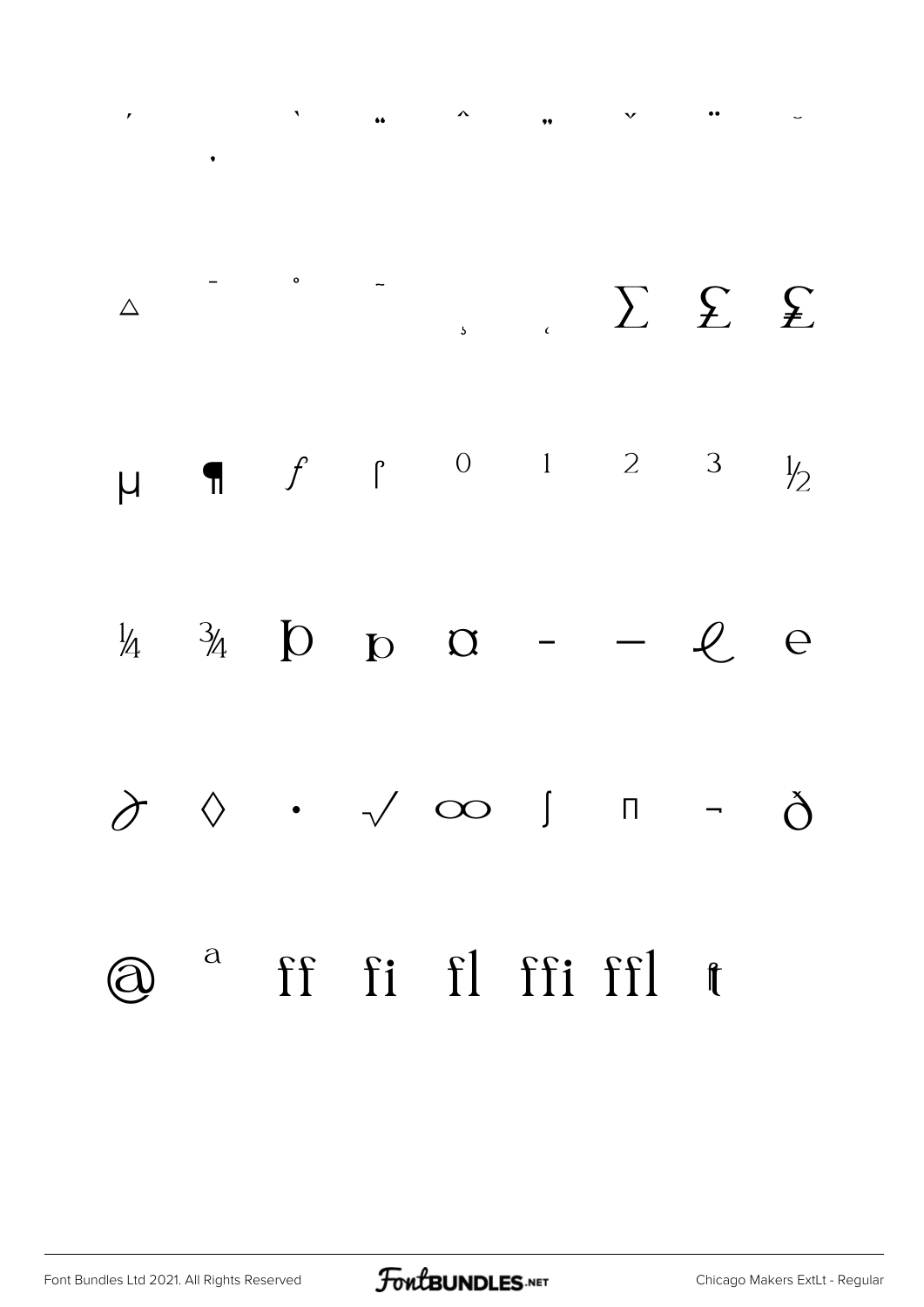´ ¸ ` " ˆ „ ˇ ¨ ˘

△ ¯ ˚ ˜ ˛ ˛ ∑ ₤ ₤

µ ¶ ƒ ſ ⁰ ¹ ² ³ ½

¼ ¾ Þ þ ¤ ‐ — ℓ ℮

∂ ◊ · √ ∞ ∫ ∏ ¬ ð

@ ª ff fi fl ffi ffl ft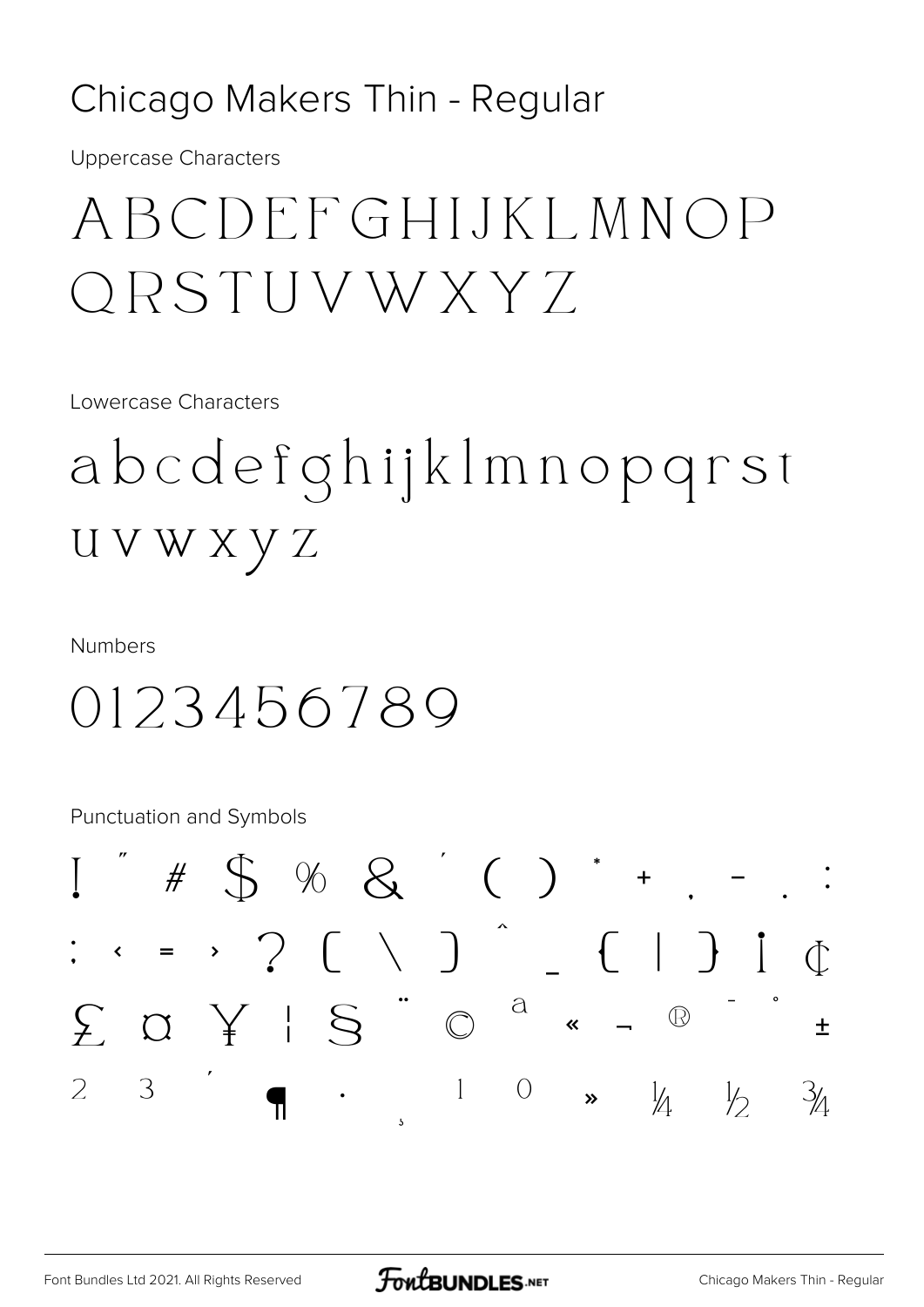# Chicago Makers Thin - Regular

Uppercase Characters

ABCDEFGHIJKLMNOP
QRSTUVWXYZ

Lowercase Characters

abcdefghijklmnopqrst
uvwxyz

Numbers

0123456789

Punctuation and Symbols

! " # $ % & ' ( ) * + , - . :
; < = > ? [ \ ] ^ _ { | } ¡ ¢
£ ¤ ¥ ¦ § ¨ © ª « ¬ ® ¯ ° ±
² ³ ´ ¶ · ¸ ¹ º » ¼ ½ ¾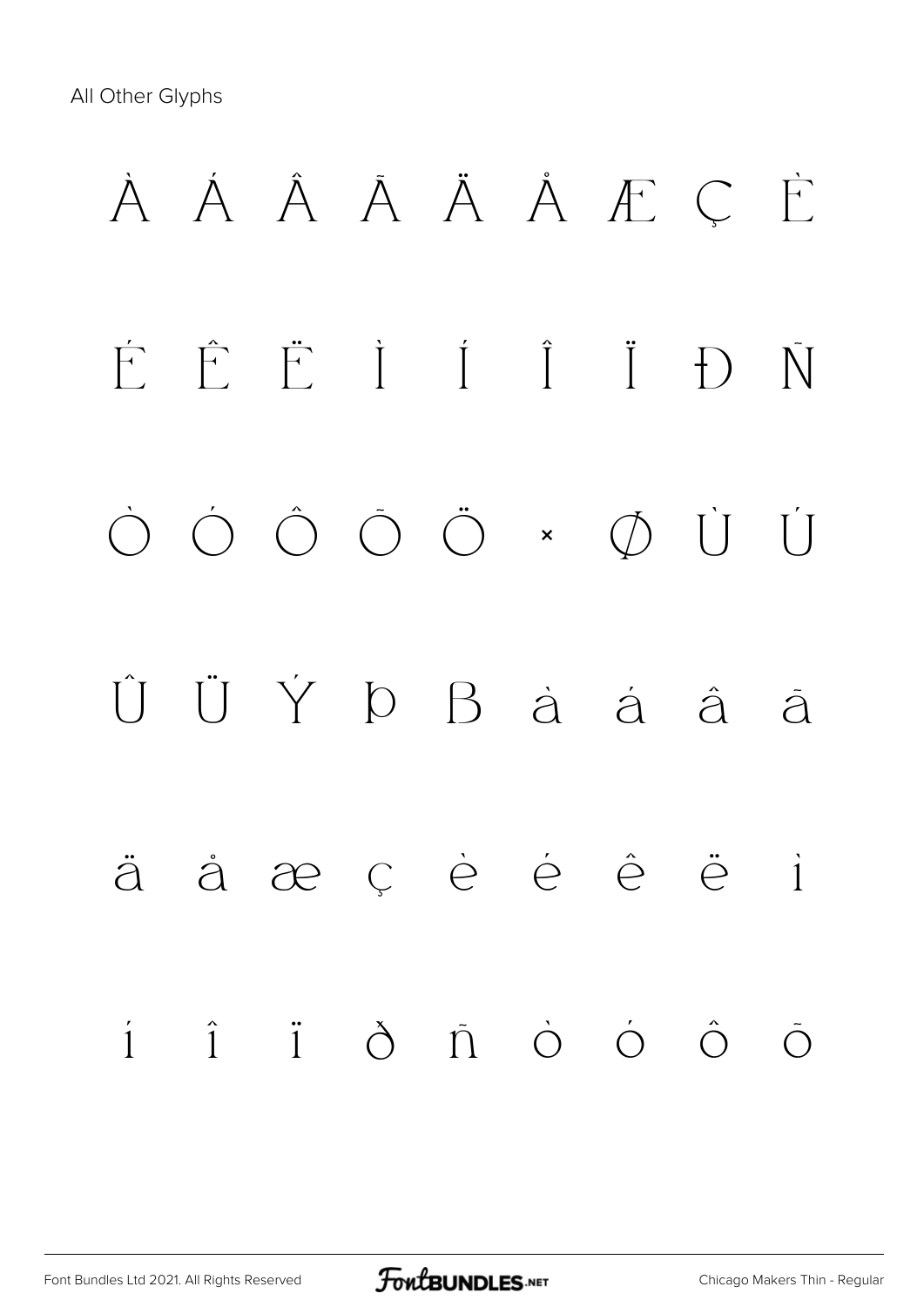All Other Glyphs

À Á Â Ã Ä Å Æ Ç È

É Ê Ë Ì Í Î Ï Đ Ñ

Ò Ó Ô Õ Ö × Ø Ù Ú

Û Ü Ý Þ ß à á â ã

ä å æ ç è é ê ë ì

í î ï ð ñ ò ó ô õ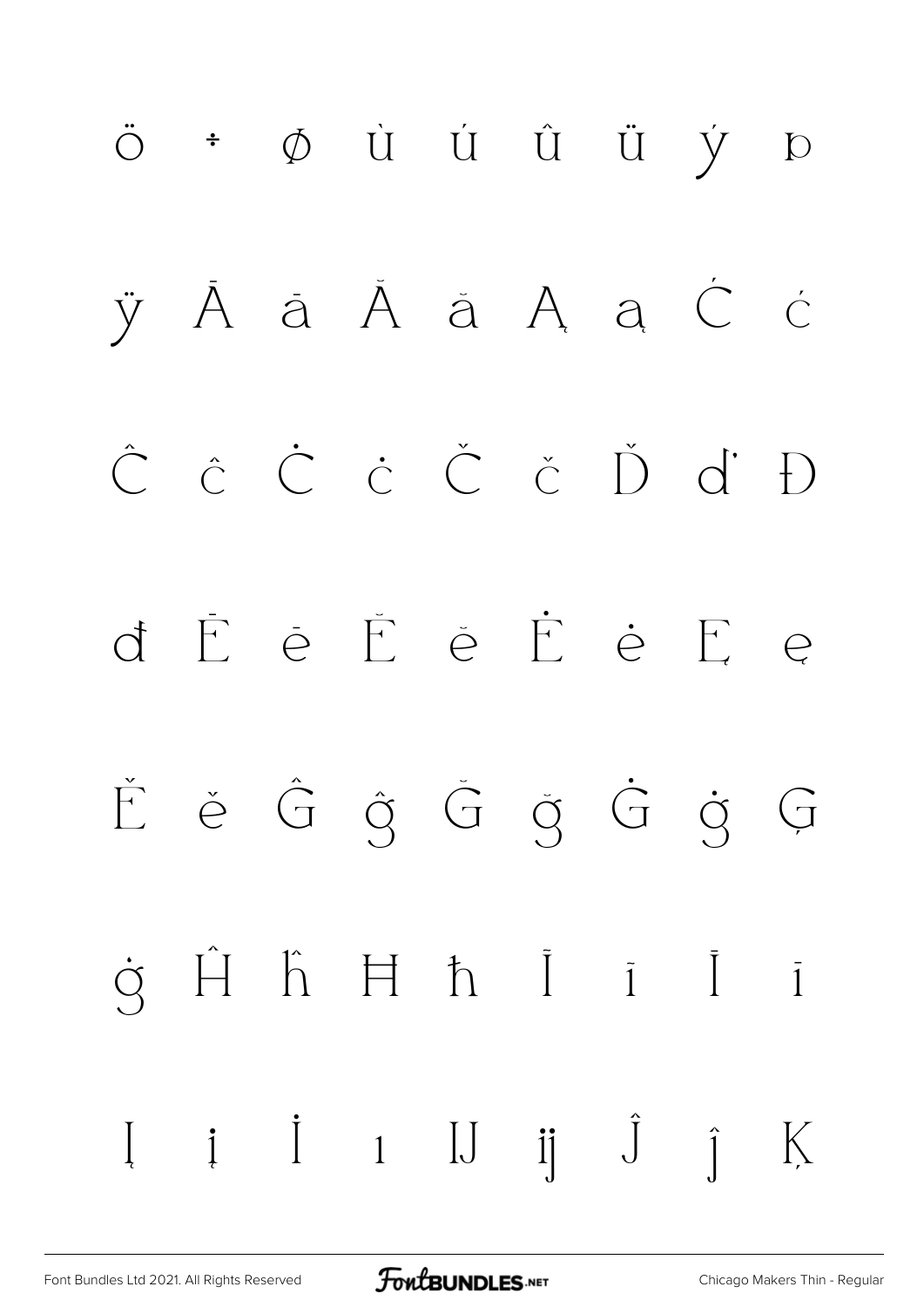ö ÷ ø ù ú û ü ý þ

ÿ Ā ā Ă ă Ą ą Ć ć

Ĉ ĉ Ċ ċ Č č Ď ď Đ

đ Ē ē Ĕ ĕ Ė ė Ę ę

Ě ě Ĝ ĝ Ğ ğ Ġ ġ Ģ

ģ Ĥ ĥ Ħ ħ Ĩ ĩ Ī ī

Į į İ ı Ĳ ĳ Ĵ ĵ Ķ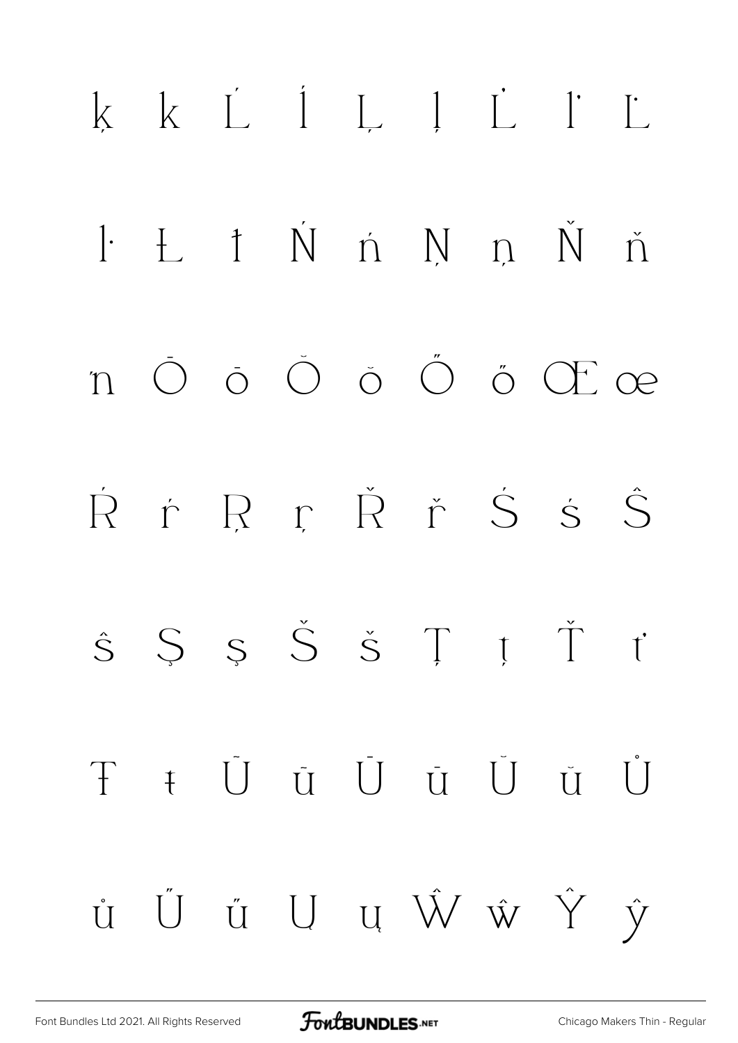ķ ĸ Ĺ ĺ Ļ ļ Ľ ľ Ŀ

ŀ Ł ł Ń ń Ņ ņ Ň ň

ŉ Ō ō Ŏ ŏ Ő ő Œ œ

Ŕ ŕ Ŗ ŗ Ř ř Ś ś Ŝ

ŝ Ş ş Š š Ţ ţ Ť ť

Ŧ ŧ Ũ ũ Ū ū Ŭ ŭ Ů

ů Ű ű Ų ų Ŵ ŵ Ŷ ŷ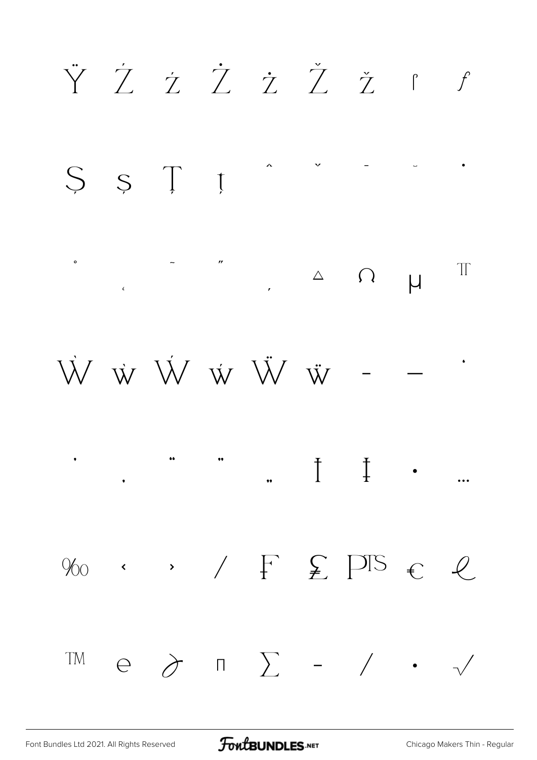Ÿ Ź ź Ż ż Ž ž ʃ ƒ

Ș ș Ț ț ˆ ˇ ˉ ˘ ˙

˚ ˛ ˜ ˝ ; △ Ω μ π

Ẁ ẁ Ẃ ẃ Ẅ ẅ – — ‘

’ ‚ “ ” „ † ‡ • …

‰ ‹ › ⁄ ₣ ₤ ₧ € ℓ

™ ℮ ∂ ∏ ∑ − ∕ ∙ √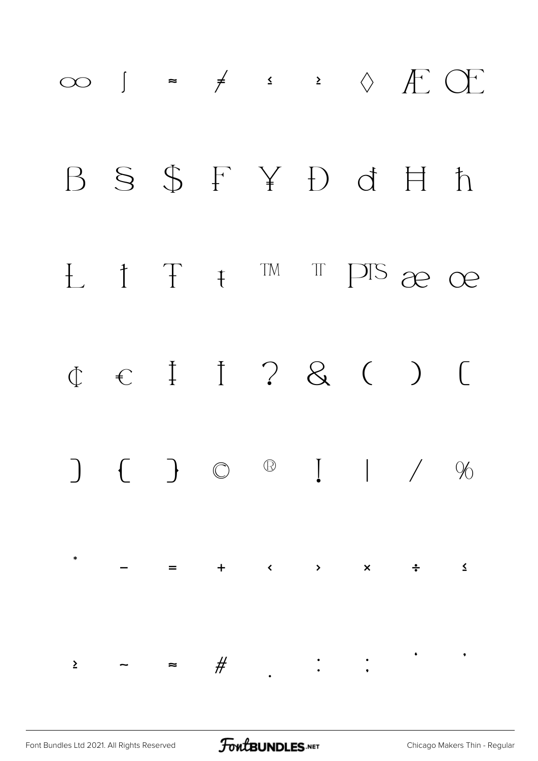∞ ∫ ≈ ≠ ≤ ≥ ◊ Æ Œ

Ƀ § $ ₣ ¥ Đ đ Ħ ħ

Ł ı Ŧ ŧ ™ ℡ ₧ æ œ

₵ € ‡ † ? & ( ) [

] { } © ® ! | / %

* – = + ‹ › × ÷ ≤

≥ ~ ≈ # . : ; ' '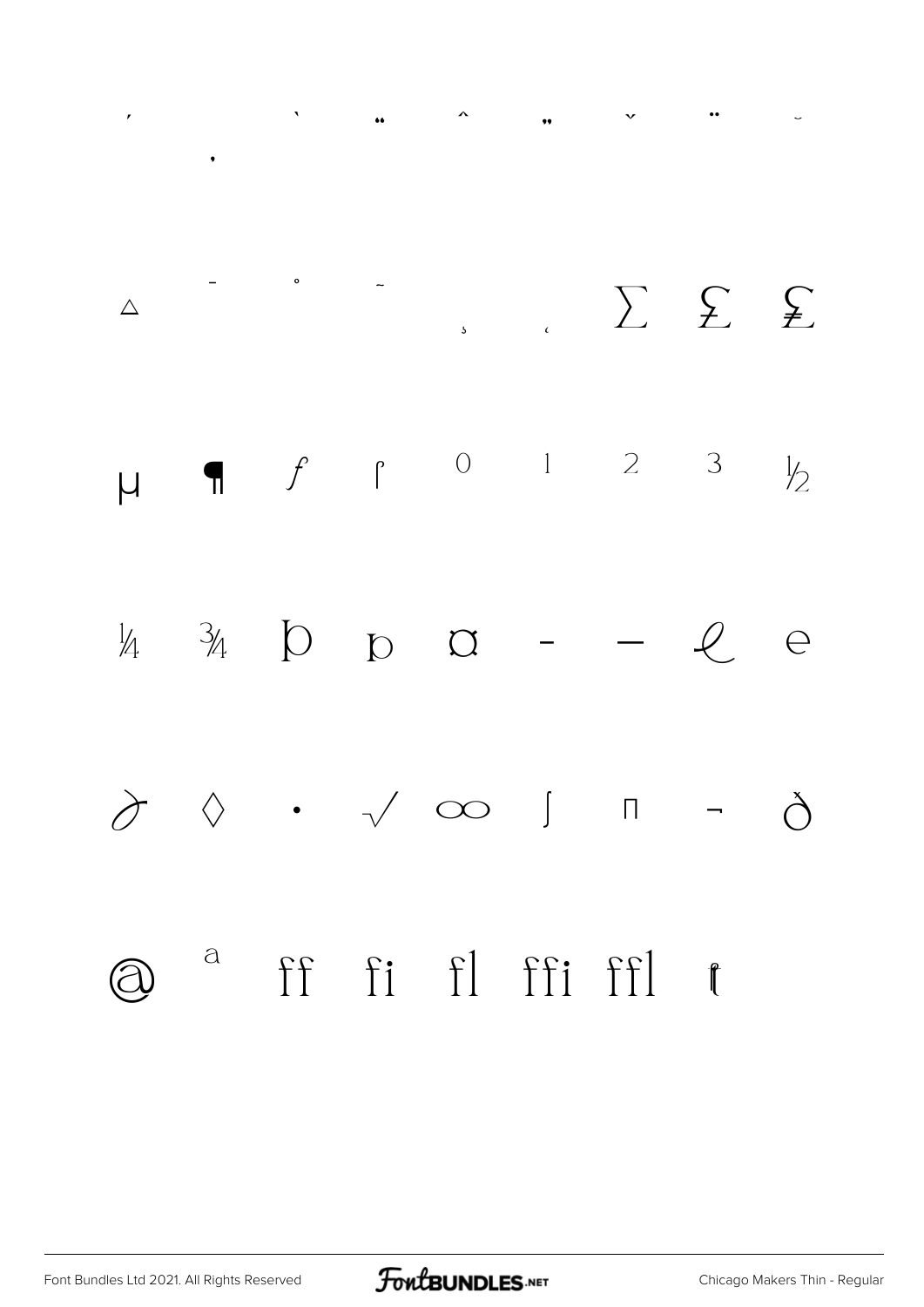ˊ ˋ ¨ ˆ ˝ ˇ ¨ ˘

˛

△ ¯ ˚ ˜ ¸ ˛ ∑ ₤ ₤

µ ¶ ƒ ſ ⁰ ¹ ² ³ ½

¼ ¾ Þ þ ¤ - — ℓ ℮

∂ ◊ · √ ∞ ∫ ∏ ¬ ð

@ ª ff fi fl ffi ffl ŧ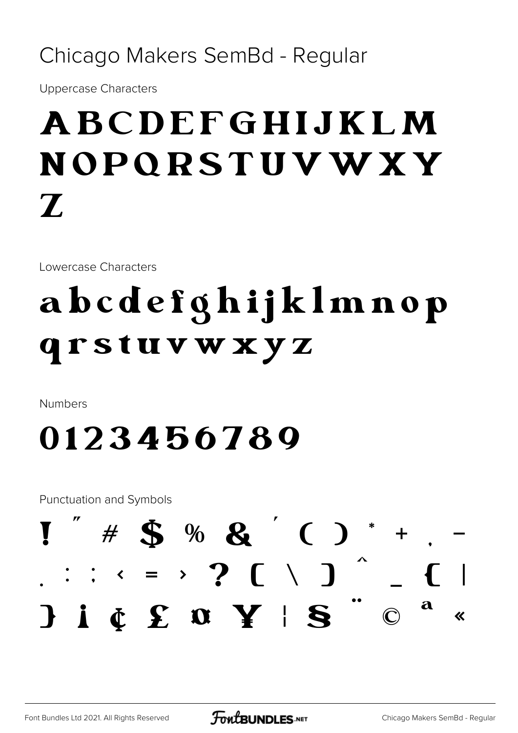# Chicago Makers SemBd - Regular

Uppercase Characters

## ABCDEFGHIJKLM NOPQRSTUVWXY Z

Lowercase Characters

## abcdefghijklmnop qrstuvwxyz

Numbers

## 0123456789

Punctuation and Symbols

## ! " # $ % & ' ( ) * + , - . : ; < = > ? [ \ ] ^ _ { | } ¡ ¢ £ ¤ ¥ ¦ § ¨ © ª «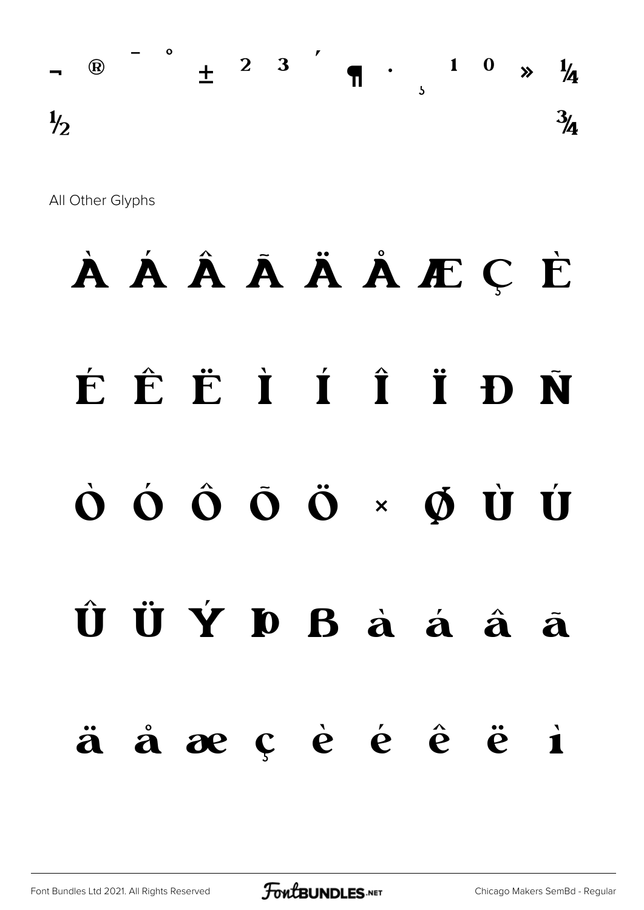¬ ® ¯ ° ± ² ³ ´ ¶ · ¸ ¹ º » ¼

½ ¾

All Other Glyphs

À Á Â Ã Ä Å Æ Ç È

É Ê Ë Ì Í Î Ï Ð Ñ

Ò Ó Ô Õ Ö × Ø Ù Ú

Û Ü Ý Þ ß à á â ã

ä å æ ç è é ê ë ì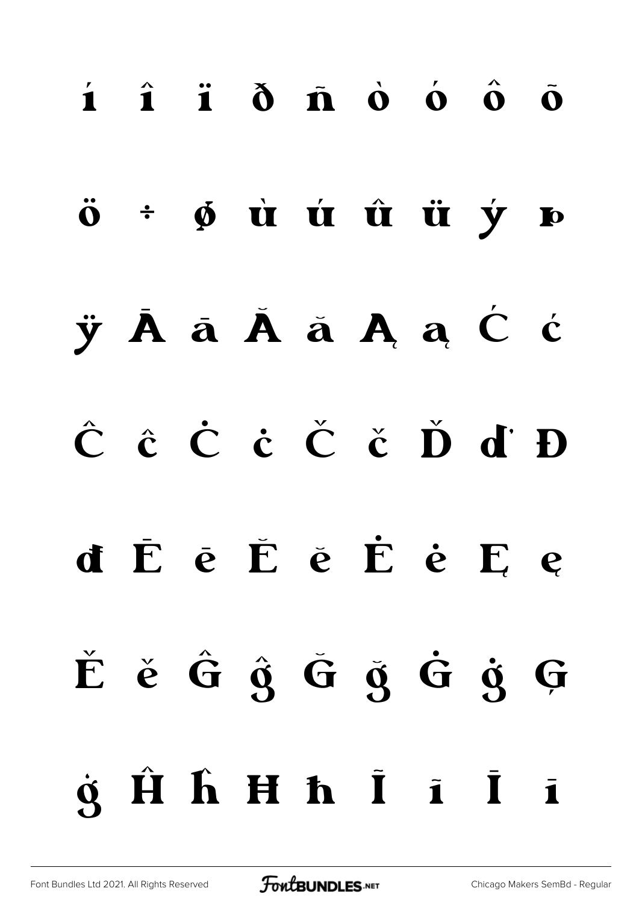í î ï ð ñ ò ó ô õ

ö ÷ ø ù ú û ü ý þ

ÿ Ā ā Ă ă Ą ą Ć ć

Ĉ ĉ Ċ ċ Č č Ď ď Đ

đ Ē ē Ĕ ĕ Ė ė Ę ę

Ě ě Ĝ ĝ Ğ ğ Ġ ġ Ģ

ģ Ĥ ĥ Ħ ħ Ĩ ĩ Ī ī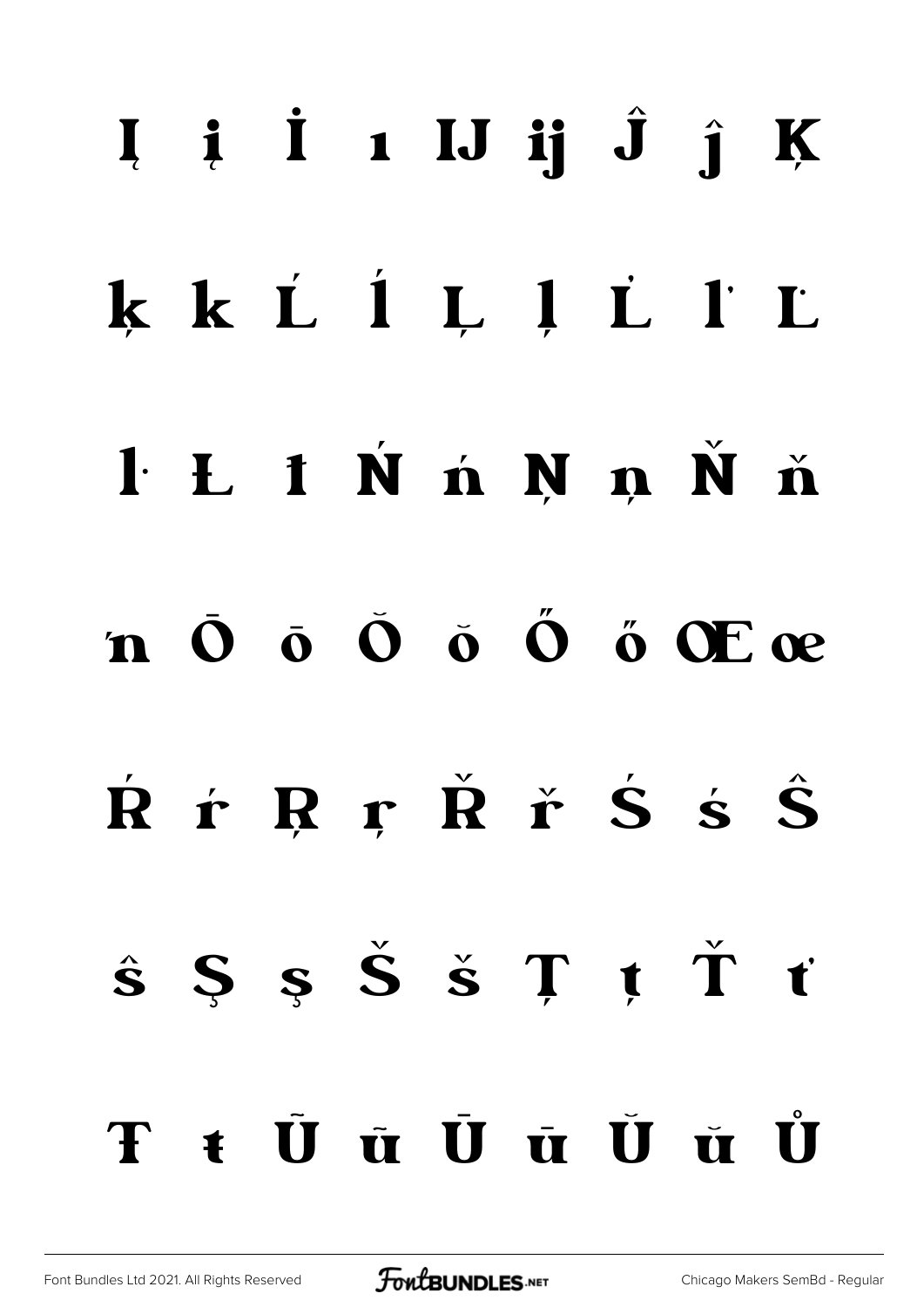Į į İ ı Ĳ ĳ Ĵ ĵ Ķ

ķ ĸ Ĺ ĺ Ļ ļ Ľ ľ Ŀ

ŀ Ł ł Ń ń Ņ ņ Ň ň

ŉ Ō ō Ŏ ŏ Ő ő Œ œ

Ŕ ŕ Ŗ ŗ Ř ř Ś ś Ŝ

ŝ Ş ş Š š Ţ ţ Ť ť

Ŧ ŧ Ũ ũ Ū ū Ŭ ŭ Ů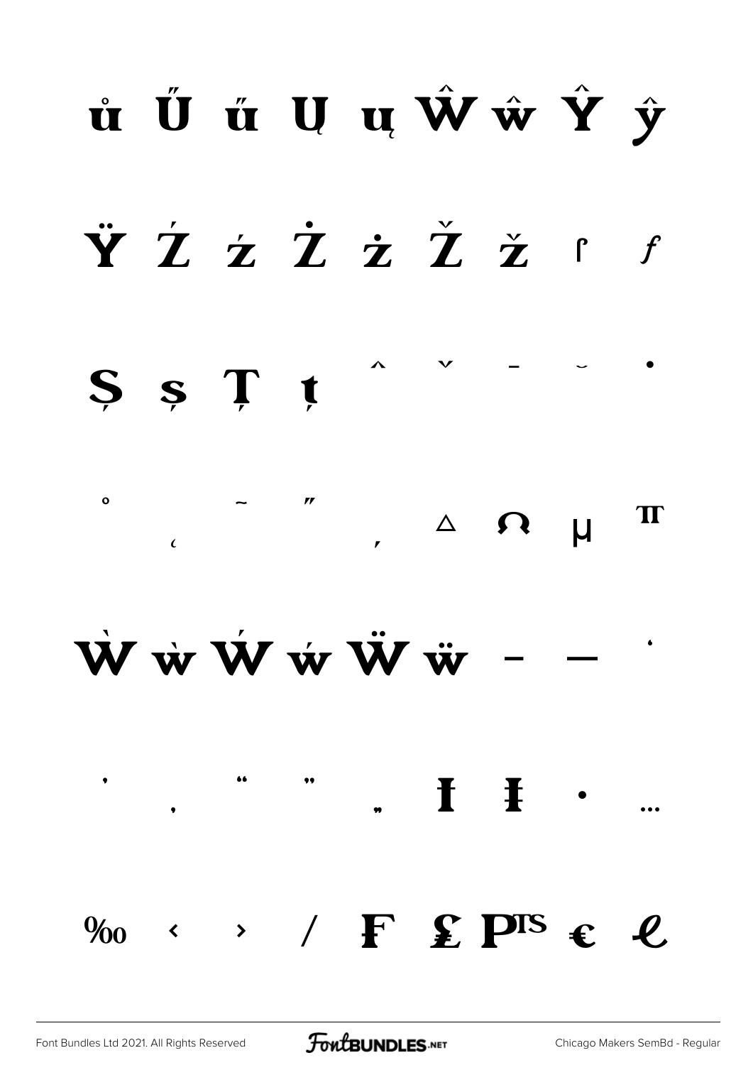ů Ű ű Ų ų Ŵ ŵ Ŷ ŷ

Ÿ Ź ź Ż ż Ž ž ſ ƒ

Ș ș Ț ț ˆ ˇ ˉ ˘ ˙

˚ ˛ ˜ ˝ ̦ △ Ω µ π

Ẁ ẁ Ẃ ẃ Ẅ ẅ – — ‘

’ ‚ “ ” „ † ‡ • …

‰ ‹ › ⁄ ₣ ₤ ₧ € ℓ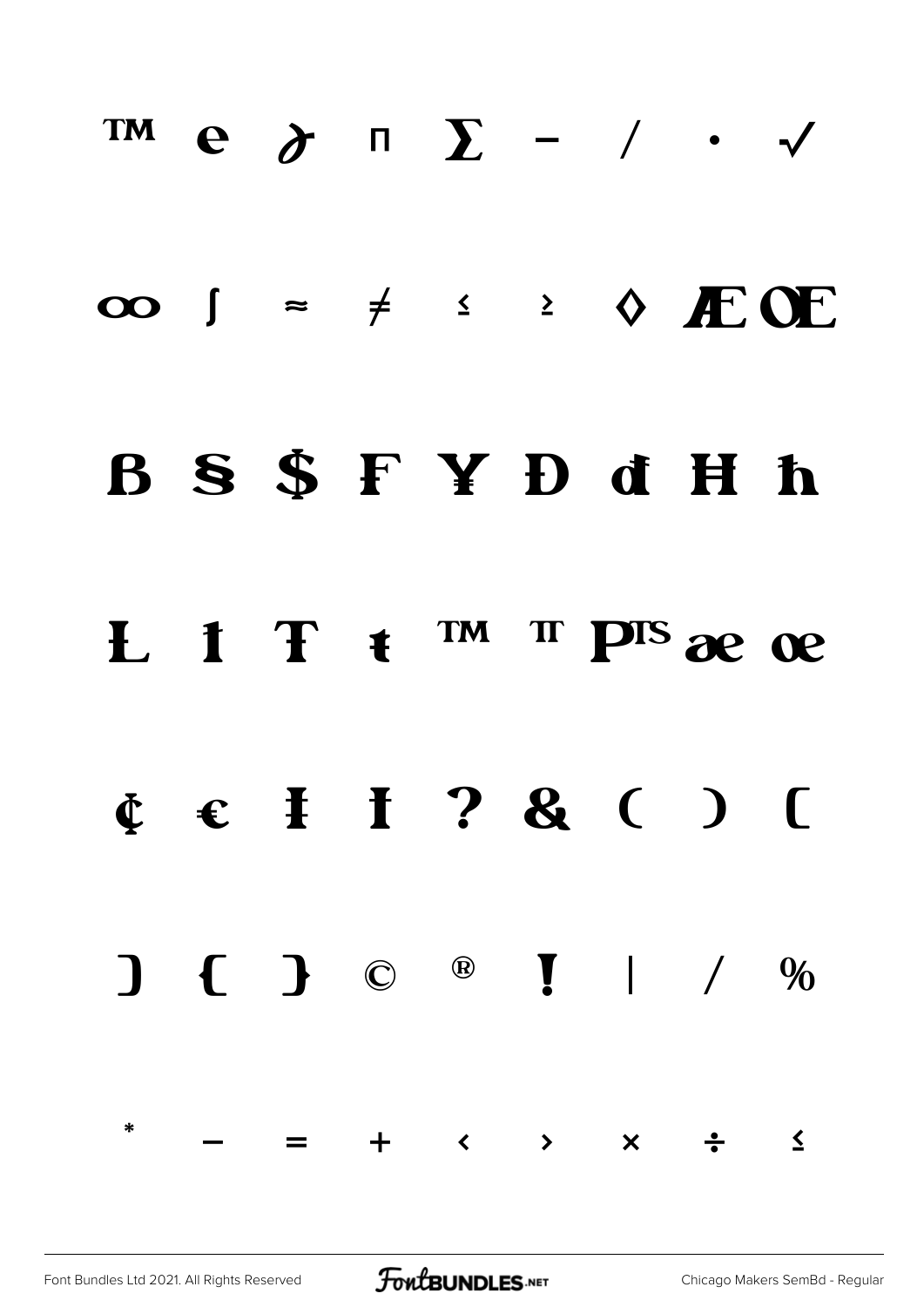™ e ∂ ∏ ∑ − ⁄ · √

∞ ∫ ≈ ≠ ≤ ≥ ◊ Æ Œ

ẞ Ş $ ₣ ¥ Đ đ Ħ ħ

Ł ı Ŧ ŧ ™ ™ ₧ æ œ

¢ € Ɨ Ɨ ? & ( ) [

] { } © ® ! | / %

* − = + ‹ › × ÷ ≤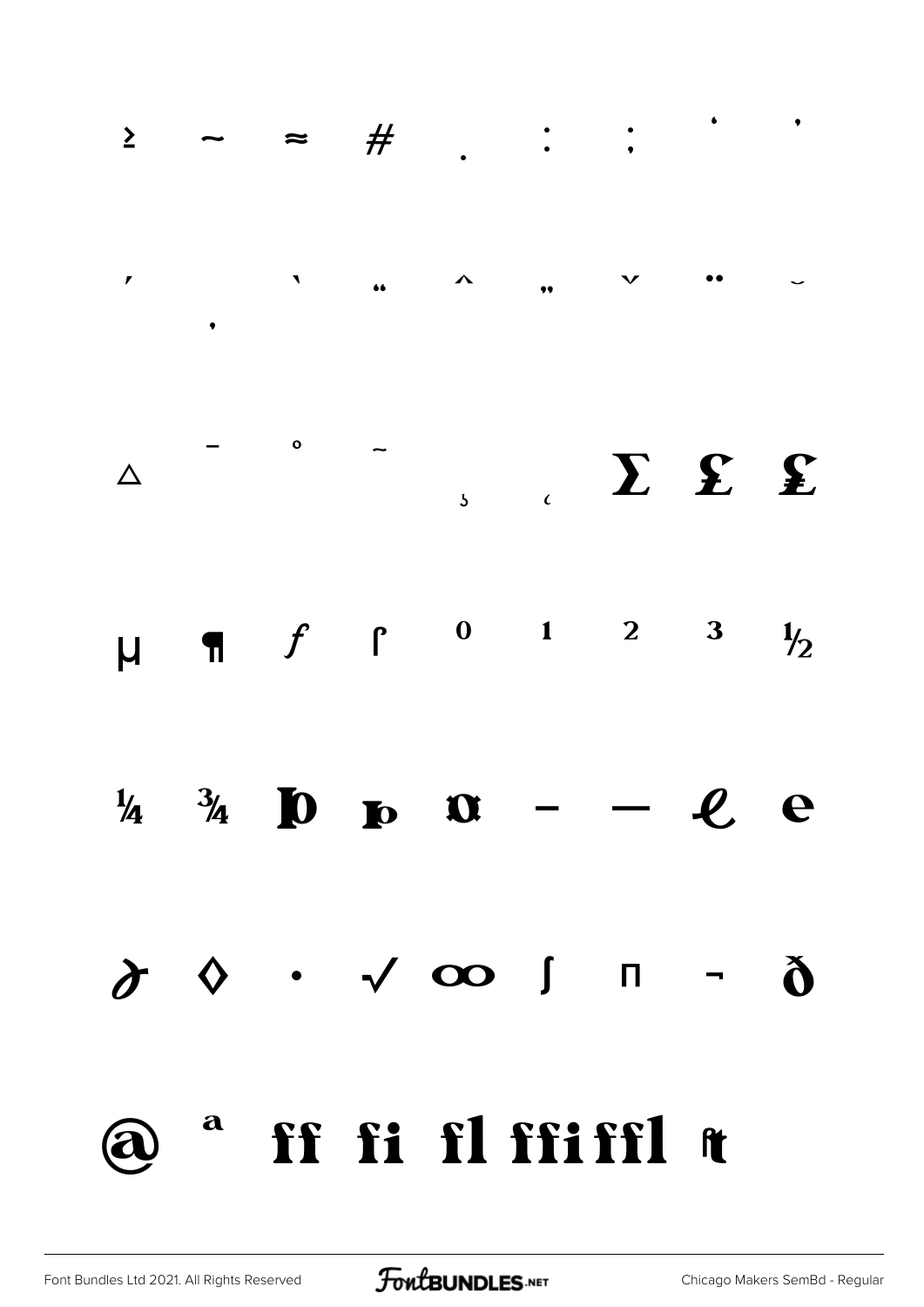≥ ~ ≈ # . : ; ' '

, , ` " ^ „ ˇ ¨ ˘

△ ¯ ° ˜ ¸ ˛ Σ £ £

µ ¶ ƒ ſ 0 1 2 3 ½

¼ ¾ Þ þ ¤ – — ℓ e

∂ ◊ · √ ∞ ∫ Π ¬ ð

@ ª ff fi fl ffi ffl ft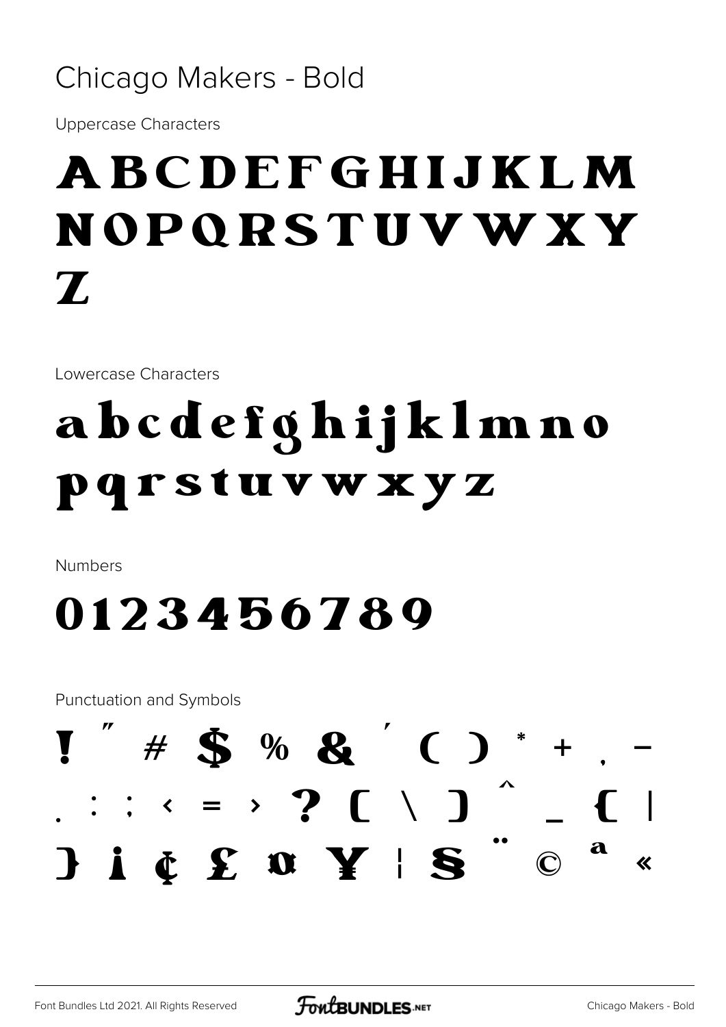# Chicago Makers - Bold

Uppercase Characters

ABCDEFGHIJKLM
NOPQRSTUVWXY
Z

Lowercase Characters

abcdefghijklmno
pqrstuvwxyz

Numbers

0123456789

Punctuation and Symbols

! " # $ % & ' ( ) * + , -
. : ; < = > ? [ \ ] ^ _ { |
} ¡ ¢ £ ¤ ¥ ¦ § ¨ © ª «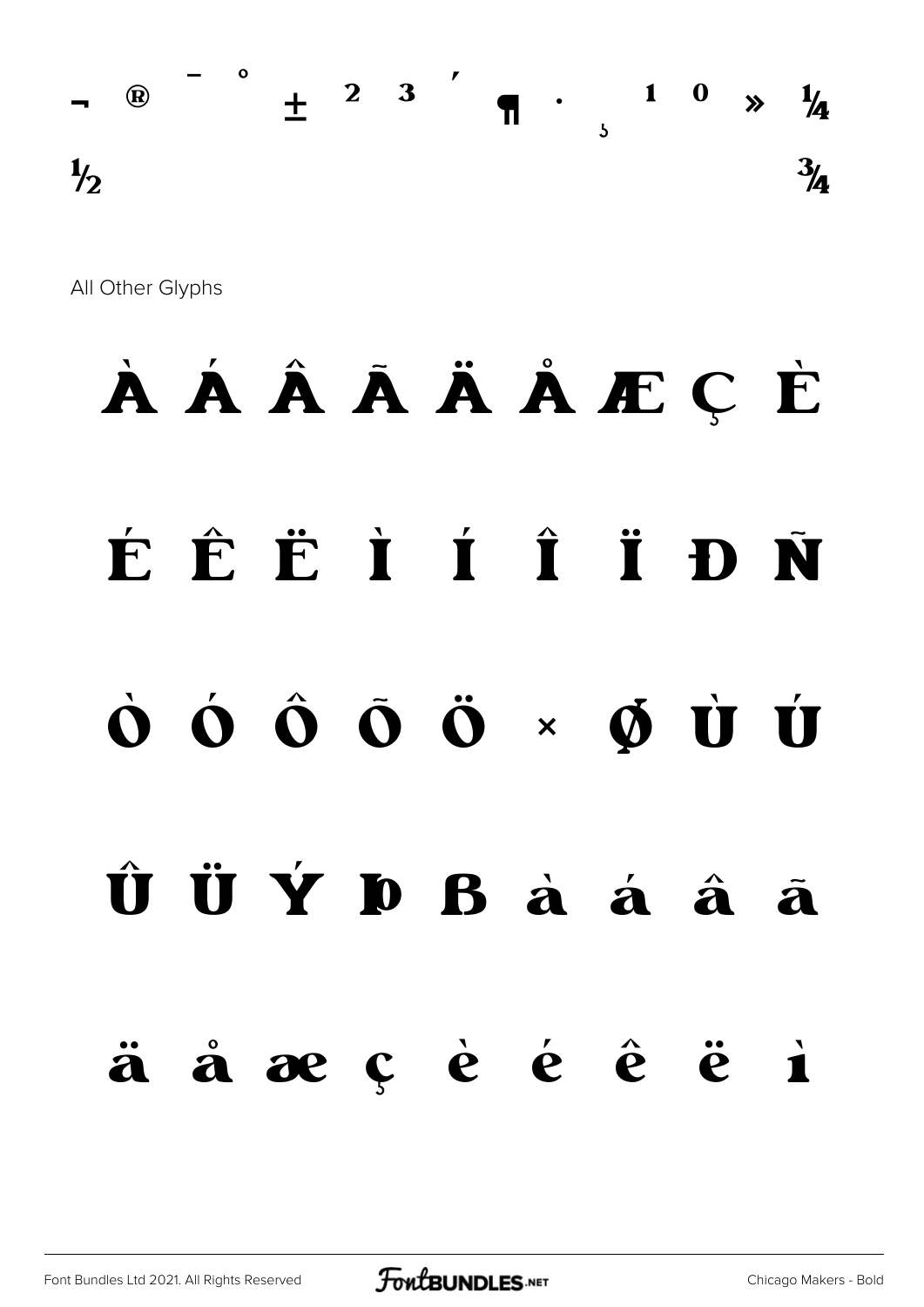¬ ® ¯ ° ± ² ³ ´ ¶ · ¸ ¹ º » ¼
½ ¾

All Other Glyphs

À Á Â Ã Ä Å Æ Ç È

É Ê Ë Ì Í Î Ï Ð Ñ

Ò Ó Ô Õ Ö × Ø Ù Ú

Û Ü Ý Þ ß à á â ã

ä å æ ç è é ê ë ì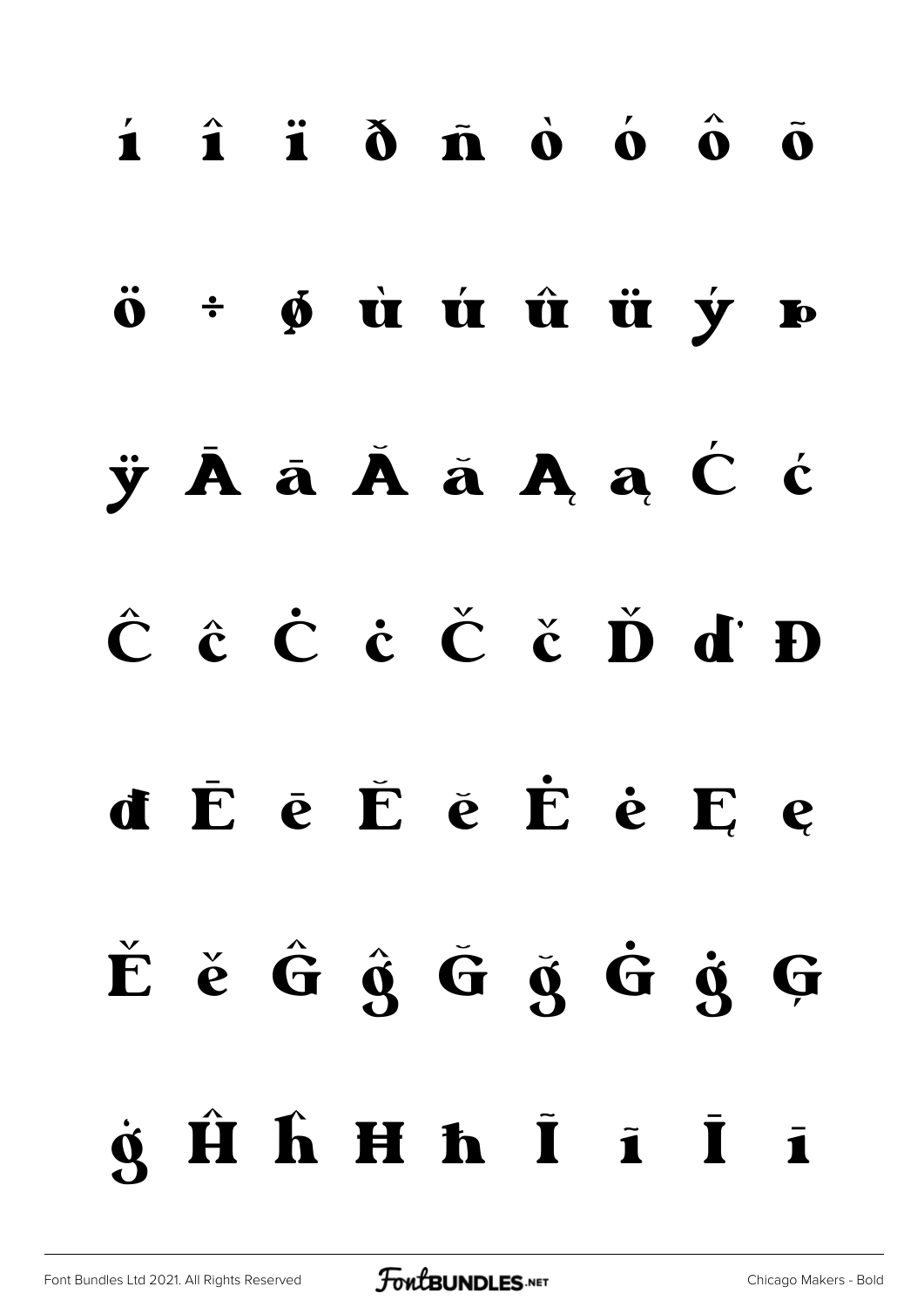í î ï ð ñ ò ó ô õ

ö ÷ ø ù ú û ü ý þ

ÿ Ā ā Ă ă Ą ą Ć ć

Ĉ ĉ Ċ ċ Č č Ď ď Đ

đ Ē ē Ĕ ĕ Ė ė Ę ę

Ě ě Ĝ ĝ Ğ ğ Ġ ġ Ģ

ģ Ĥ ĥ Ħ ħ Ĩ ĩ Ī ī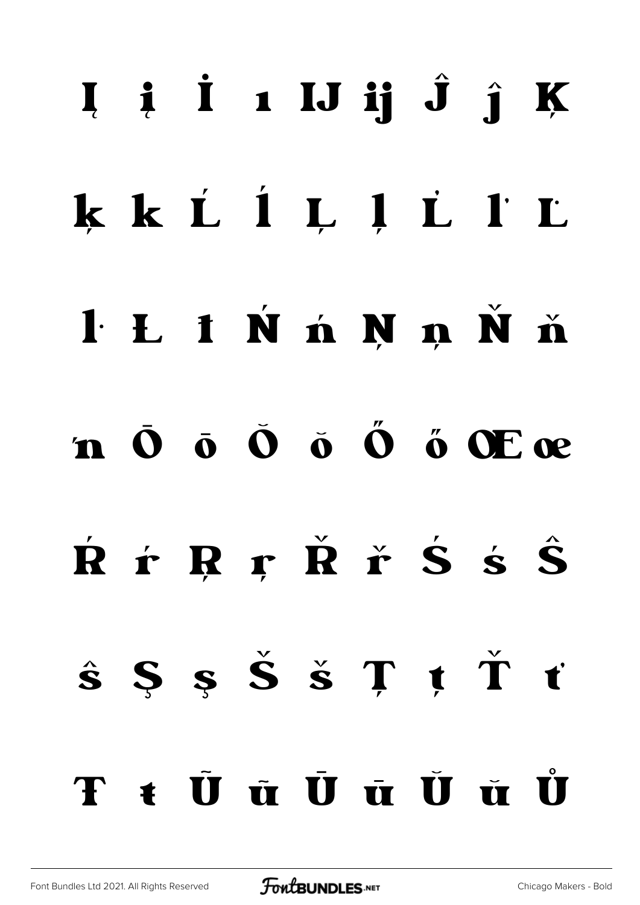Į į İ ı Ĳ ĳ Ĵ ĵ Ķ

ķ ĸ Ĺ ĺ Ļ ļ Ľ ľ Ŀ

ŀ Ł ł Ń ń Ņ ņ Ň ň

ŉ Ō ō Ŏ ŏ Ő ő Œ œ

Ŕ ŕ Ŗ ŗ Ř ř Ś ś Ŝ

ŝ Ş ş Š š Ţ ţ Ť ť

Ŧ ŧ Ũ ũ Ū ū Ŭ ŭ Ů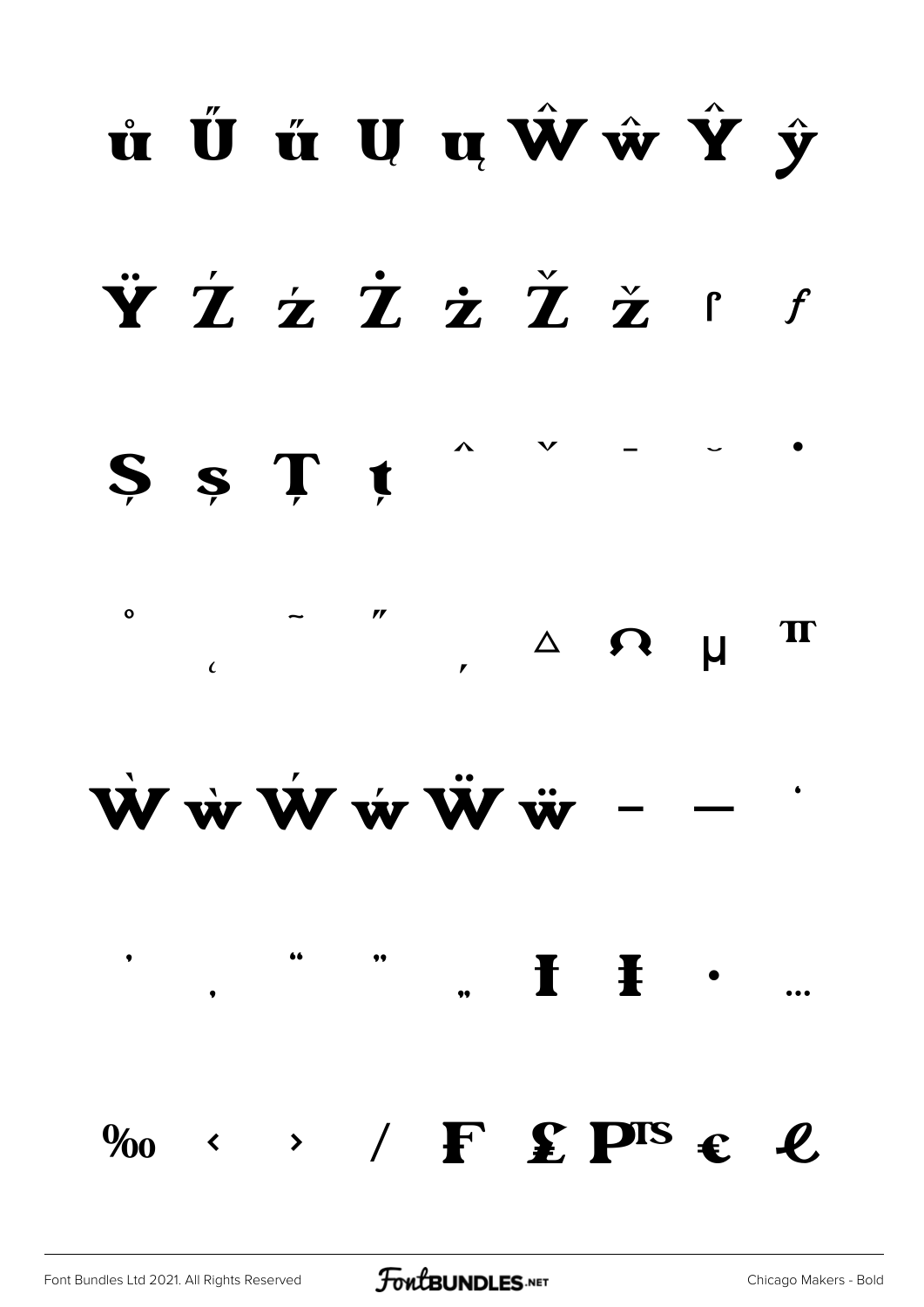ů Ű ű Ų ų Ŵ ŵ Ŷ ŷ

Ÿ Ź ź Ż ż Ž ž ſ ƒ

Ș ș Ț ț ˆ ˇ ˉ ˘ ˙

˚ ˛ ˜ ˝ ΄ △ Ω μ π

Ẁ ẁ Ẃ ẃ Ẅ ẅ – — ‘

’ ‚ “ ” „ † ‡ • …

‰ ‹ › ⁄ ₣ ₤ ₧ € ℓ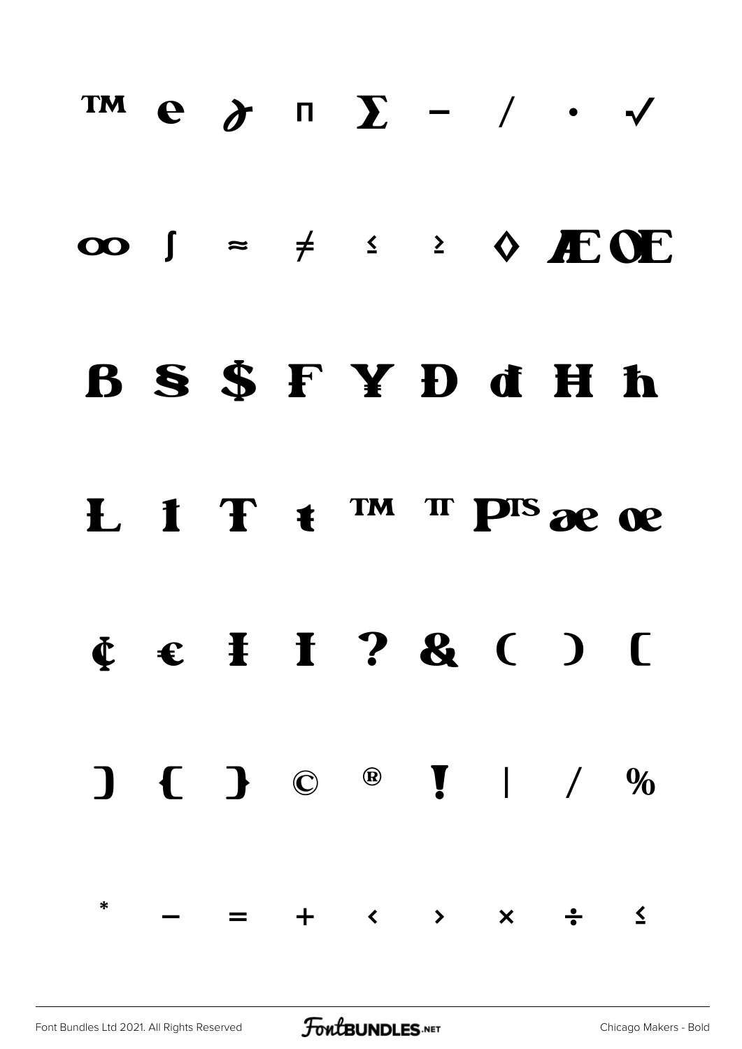™ e ∂ ∏ ∑ − / · √

∞ ∫ ≈ ≠ ≤ ≥ ◊ Æ Œ

Ƀ Ş $ ₣ ¥ Đ đ Ħ ħ

Ŀ ŀ Ŧ ŧ ™ ₶ ₧ æ œ

¢ € Ī Ī ? & ( ) [

] { } © ® ! | / %

* − = + ‹ › × ÷ ≤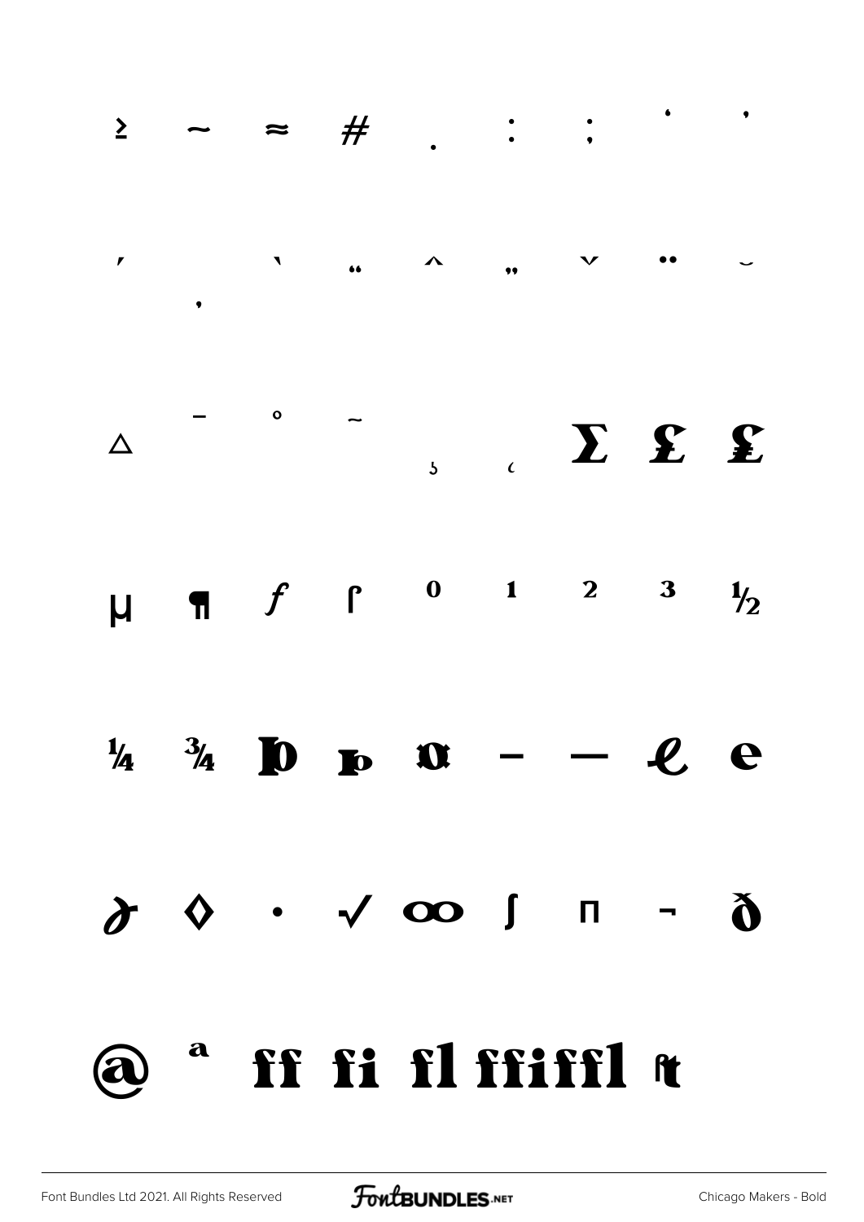≥ ~ ≈ # . : ; ' '

' , ` " ^ " ˇ ¨ ˘

△ ¯ ° ˜ ̦ ̨ Σ £ £

µ ¶ ƒ ſ ⁰ ¹ ² ³ ½

¼ ¾ Þ þ ¤ – — ℓ e

∂ ◊ · √ ∞ ∫ ∏ ¬ ð

@ ª ff fi fl ffi ffl ft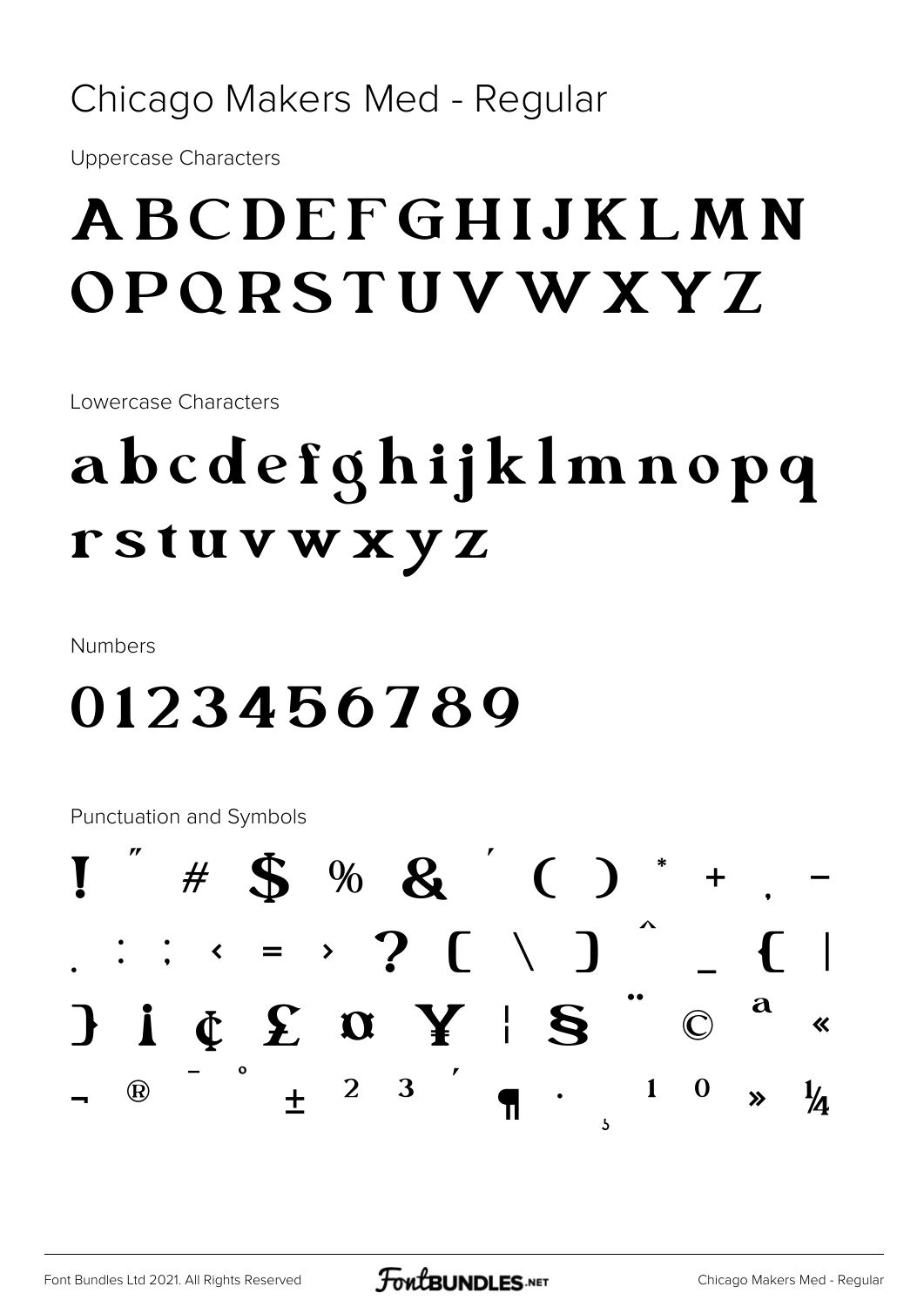# Chicago Makers Med - Regular

Uppercase Characters

ABCDEFGHIJKLMN
OPQRSTUVWXYZ

Lowercase Characters

abcdefghijklmnopq
rstuvwxyz

Numbers

0123456789

Punctuation and Symbols

! " # $ % & ' ( ) * + , -
. : ; < = > ? [ \ ] ^ _ { |
} ¡ ¢ £ ¤ ¥ ¦ § ¨ © ª «
¬ ® ¯ ° ± ² ³ ´ ¶ · ¸ ¹ º » ¼

Font Bundles Ltd 2021. All Rights Reserved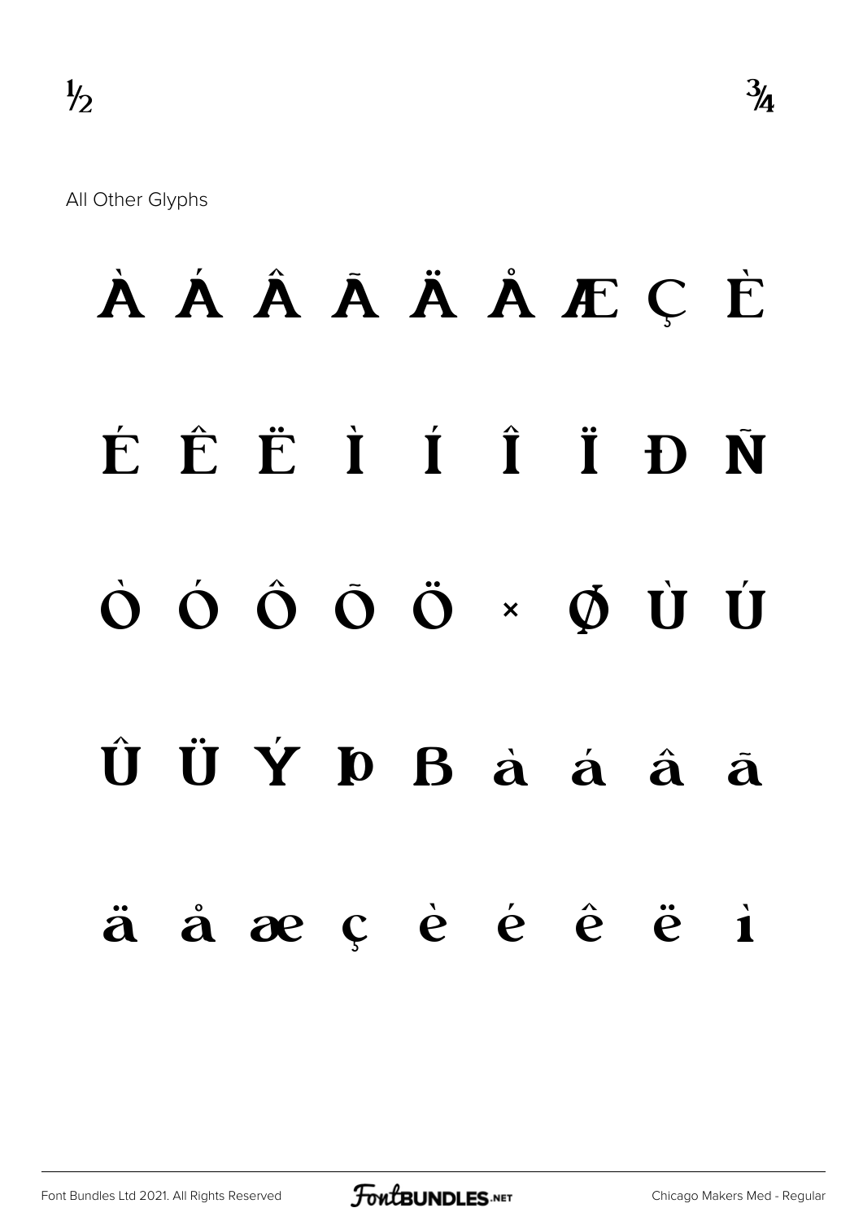½ ¾

All Other Glyphs

À Á Â Ã Ä Å Æ Ç È

É Ê Ë Ì Í Î Ï Ð Ñ

Ò Ó Ô Õ Ö × Ø Ù Ú

Û Ü Ý Þ ß à á â ã

ä å æ ç è é ê ë ì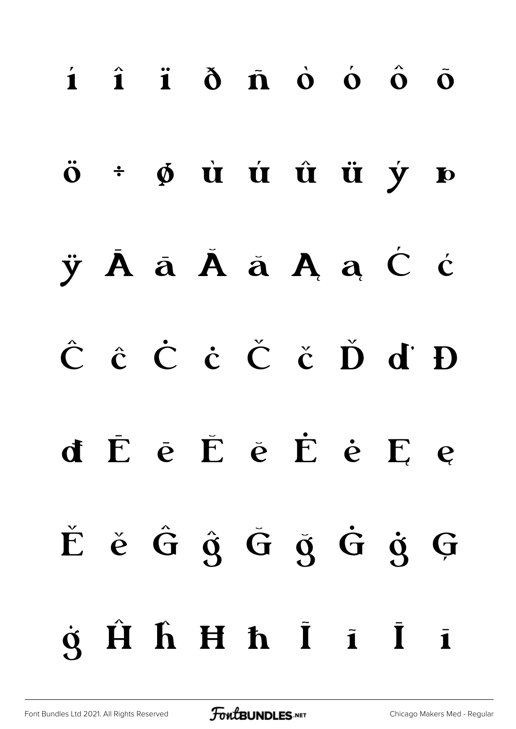í î ï ð ñ ò ó ô õ

ö ÷ ø ù ú û ü ý þ

ÿ Ā ā Ă ă Ą ą Ć ć

Ĉ ĉ Ċ ċ Č č Ď ď Đ

đ Ē ē Ĕ ĕ Ė ė Ę ę

Ě ě Ĝ ĝ Ğ ğ Ġ ġ Ģ

ģ Ĥ ĥ Ħ ħ Ĩ ĩ Ī ī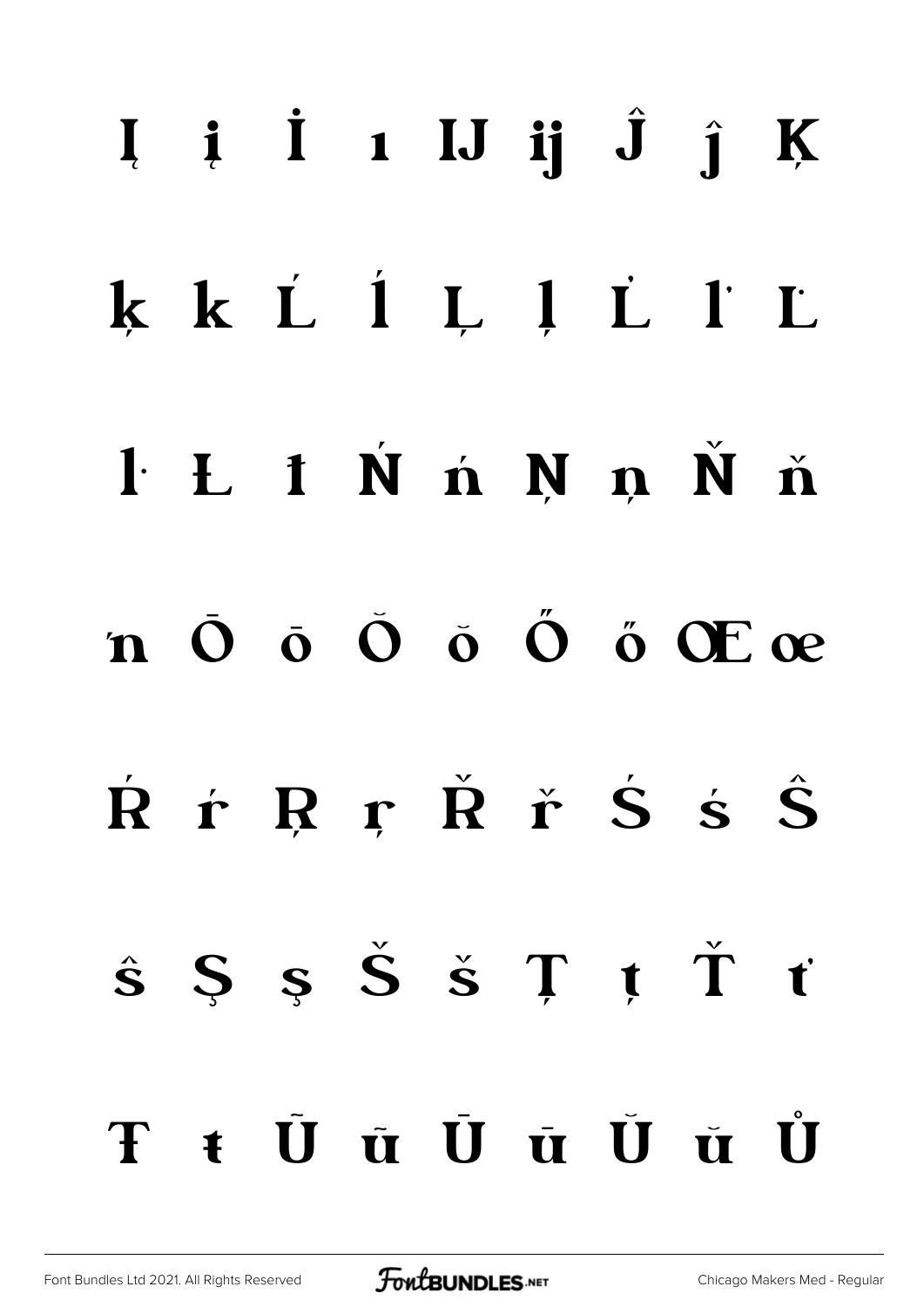Į į İ ı Ĳ ĳ Ĵ ĵ Ķ

ķ ĸ Ĺ ĺ Ļ ļ Ľ ľ Ŀ

ŀ Ł ł Ń ń Ņ ņ Ň ň

ŉ Ō ō Ŏ ŏ Ő ő Œ œ

Ŕ ŕ Ŗ ŗ Ř ř Ś ś Ŝ

ŝ Ş ş Š š Ţ ţ Ť ť

Ŧ ŧ Ũ ũ Ū ū Ŭ ŭ Ů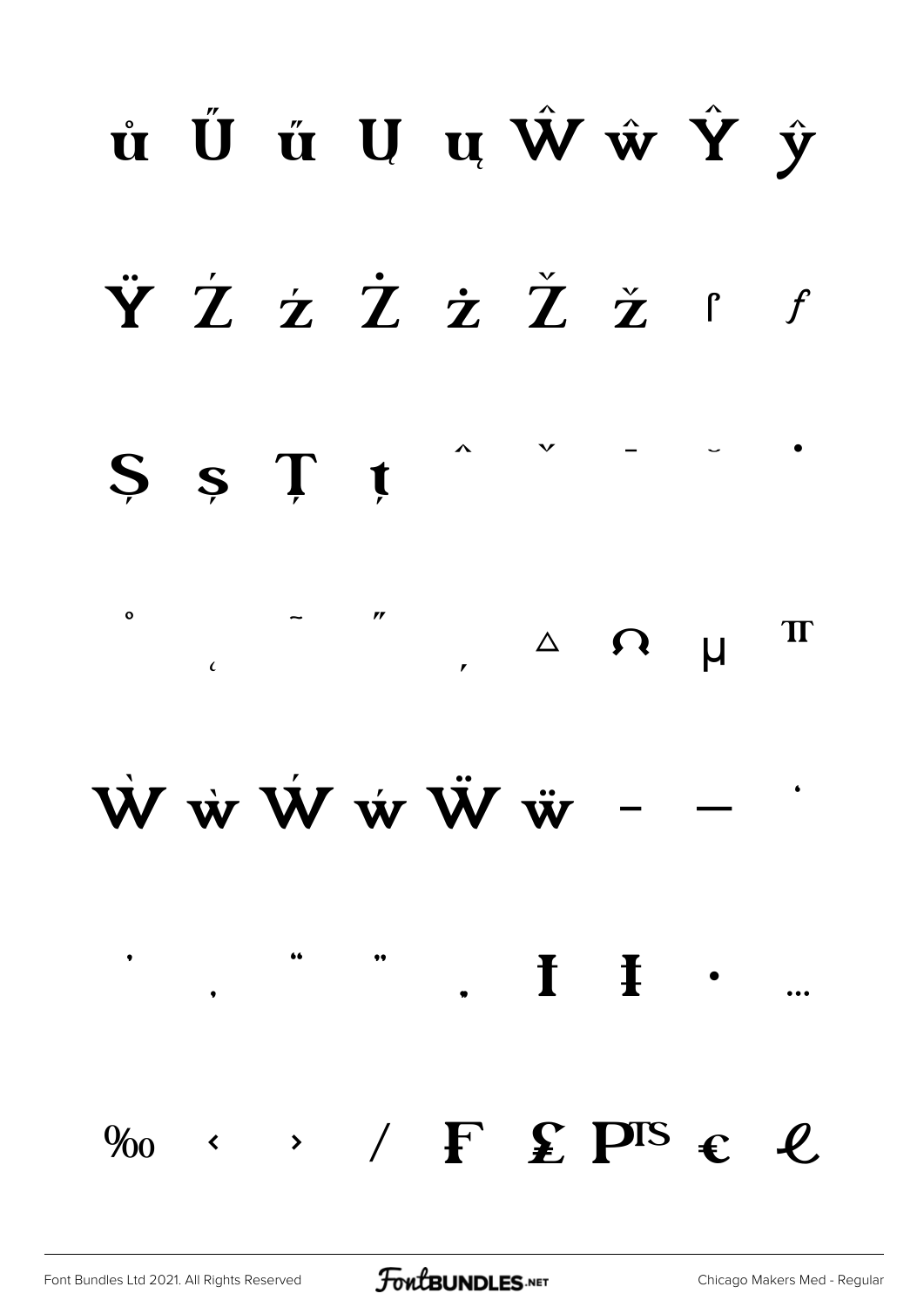ů Ű ű Ų ų Ŵ ŵ Ŷ ŷ

Ÿ Ź ź Ż ż Ž ž ſ ƒ

Ș ș Ț ț ˆ ˇ ˉ ˘ ˙

˚ ˛ ˜ ˝ ̦ ∆ Ω μ π

Ẁ ẁ Ẃ ẃ Ẅ ẅ – — '

' ‚ " " „ † ‡ • …

‰ ‹ › ⁄ ₣ ₤ ₧ € ℓ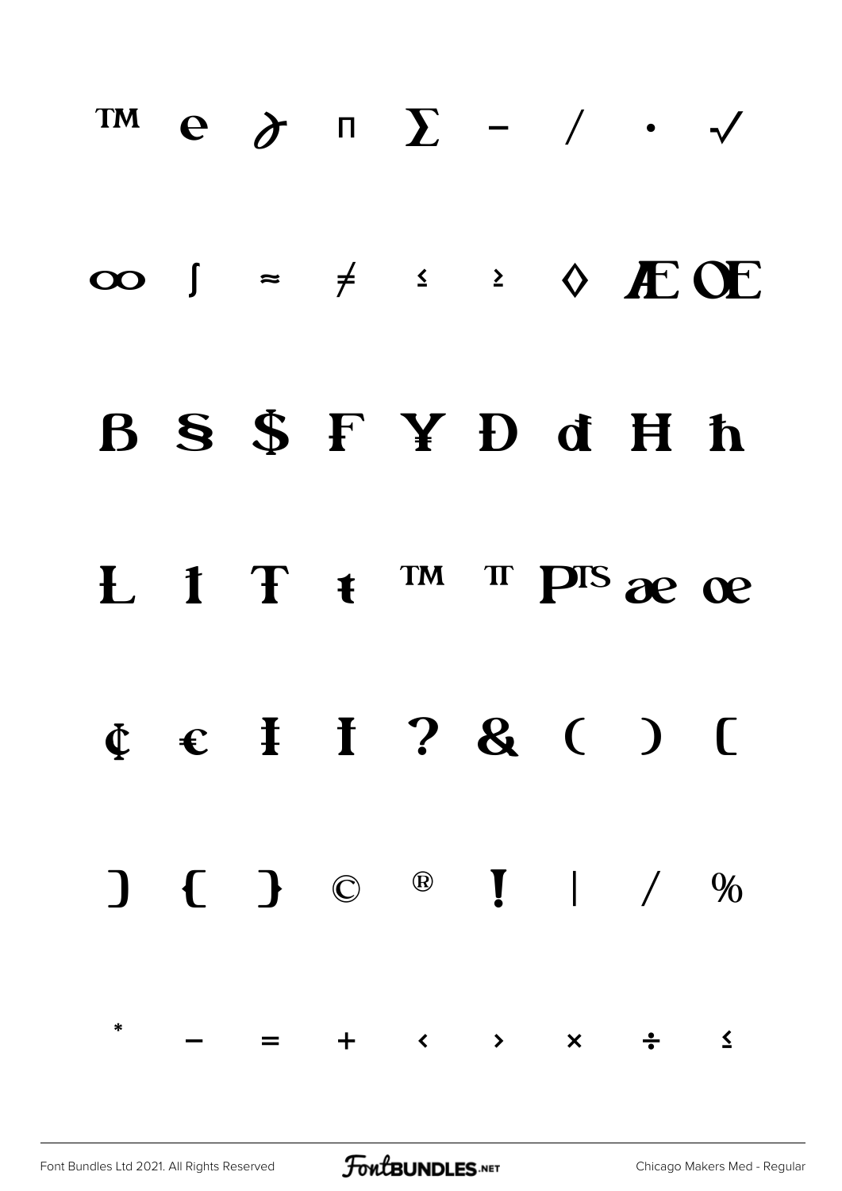™ e ∂ ∏ ∑ − / · √

∞ ∫ ≈ ≠ ≤ ≥ ◊ Æ Œ

Ɓ Ş Ŝ₣ Ƒ ¥ Đ đ Ħ ħ

Ł ł Ŧ ŧ ™ ℡ ₧ æ œ

¢ € Ɨ Ɨ ? & ( ) [

] { } © ® ! | / %

* − = + ‹ › × ÷ ≤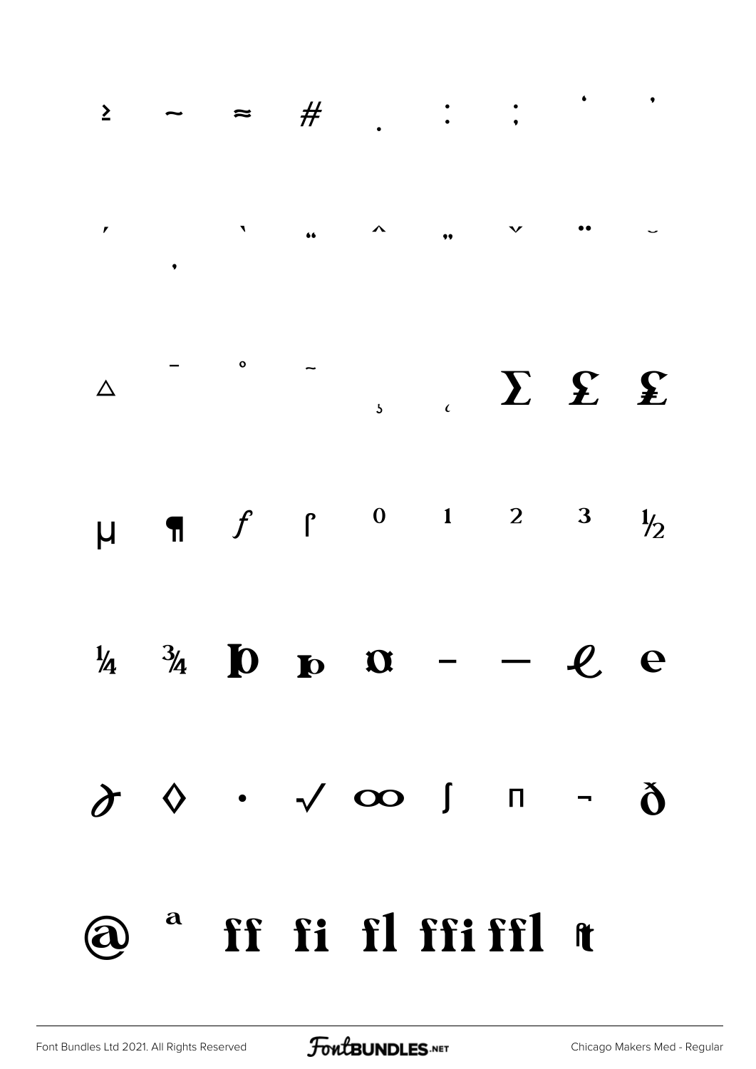≥ ~ ≈ # . : ; ' '

' , ` " ^ " ˇ ¨ ˘

△ ¯ ˚ ˜ ¸ ˛ Σ £ £

µ ¶ *f* ſ 0 1 2 3 ½

¼ ¾ Þ þ ¤ – — ℓ e

∂ ◊ · √ ∞ ∫ π ¬ ð

@ ª ff fi fl ffi ffl ft